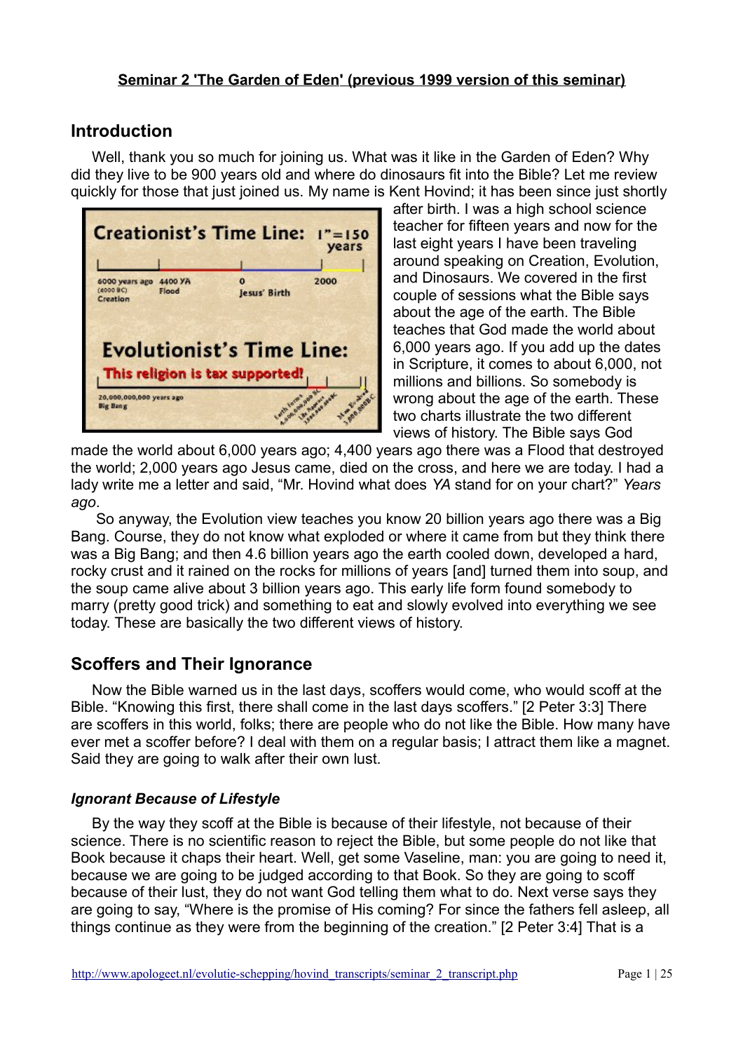**Seminar 2 'The Garden of Eden' (previous 1999 version of this seminar)**

## Introduction

Well, thank you so much for joining us. What was it like in the Garden of Eden? Why did they live to be 900 years old and where do dinosaurs fit into the Bible? Let me review quickly for those that just joined us. My name is Kent Hovind; it has been since just shortly after birth. I was a high school science teacher for fifteen years and now for the last eight years I have been traveling around speaking on Creation, Evolution, and Dinosaurs. We covered in the first couple of sessions what the Bible says about the age of the earth. The Bible teaches that God made the world about 6,000 years ago. If you add up the dates in Scripture, it comes to about 6,000, not millions and billions. So somebody is wrong about the age of the earth. These two charts illustrate the two different views of history. The Bible says God made the world about 6,000 years ago; 4,400 years ago there was a Flood that destroyed the world; 2,000 years ago Jesus came, died on the cross, and here we are today. I had a lady write me a letter and said, "Mr. Hovind what does *YA* stand for on your chart?" *Years ago*.

So anyway, the Evolution view teaches you know 20 billion years ago there was a Big Bang. Course, they do not know what exploded or where it came from but they think there was a Big Bang; and then 4.6 billion years ago the earth cooled down, developed a hard, rocky crust and it rained on the rocks for millions of years [and] turned them into soup, and the soup came alive about 3 billion years ago. This early life form found somebody to marry (pretty good trick) and something to eat and slowly evolved into everything we see today. These are basically the two different views of history.

## Scoffers and Their Ignorance

Now the Bible warned us in the last days, scoffers would come, who would scoff at the Bible. "Knowing this first, there shall come in the last days scoffers." [2 Peter 3:3] There are scoffers in this world, folks; there are people who do not like the Bible. How many have ever met a scoffer before? I deal with them on a regular basis; I attract them like a magnet. Said they are going to walk after their own lust.

### *Ignorant Because of Lifestyle*

By the way they scoff at the Bible is because of their lifestyle, not because of their science. There is no scientific reason to reject the Bible, but some people do not like that Book because it chaps their heart. Well, get some Vaseline, man: you are going to need it, because we are going to be judged according to that Book. So they are going to scoff because of their lust, they do not want God telling them what to do. Next verse says they are going to say, "Where is the promise of His coming? For since the fathers fell asleep, all things continue as they were from the beginning of the creation." [2 Peter 3:4] That is a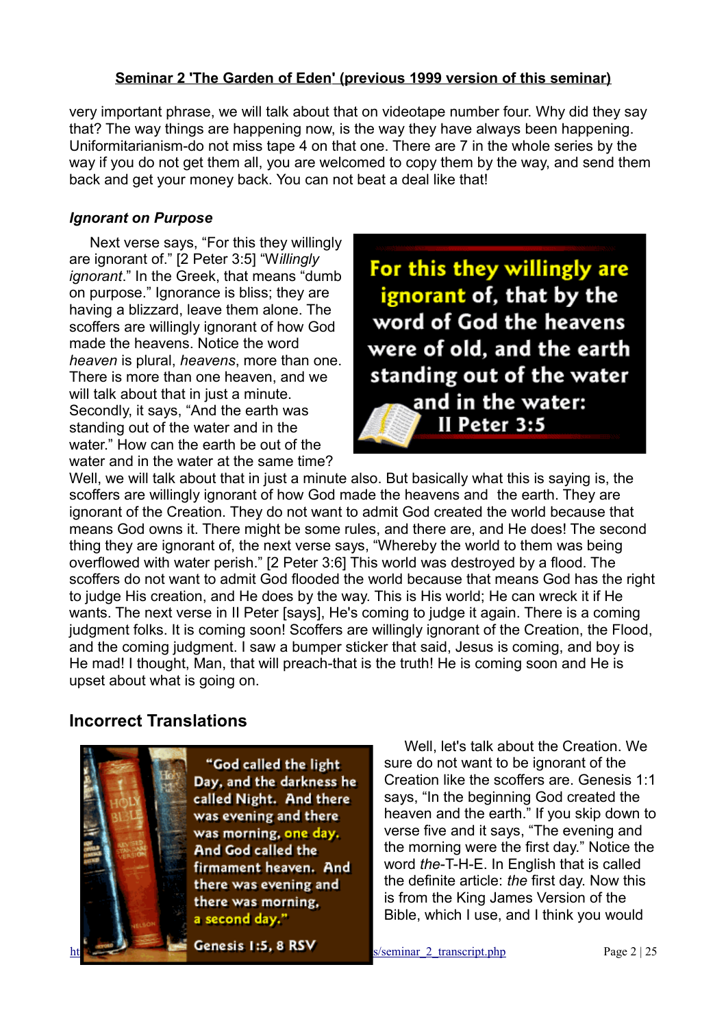very important phrase, we will talk about that on videotape number four. Why did they say that? The way things are happening now, is the way they have always been happening. Uniformitarianism-do not miss tape 4 on that one. There are 7 in the whole series by the way if you do not get them all, you are welcomed to copy them by the way, and send them back and get your money back. You can not beat a deal like that!

### *Ignorant on Purpose*

Next verse says, "For this they willingly are ignorant of." [2 Peter 3:5] "W*illingly ignorant*." In the Greek, that means "dumb on purpose." Ignorance is bliss; they are having a blizzard, leave them alone. The scoffers are willingly ignorant of how God made the heavens. Notice the word *heaven* is plural, *heavens*, more than one. There is more than one heaven, and we will talk about that in just a minute. Secondly, it says, "And the earth was standing out of the water and in the water." How can the earth be out of the water and in the water at the same time? Well, we will talk about that in just a minute also. But basically what this is saying is, the scoffers are willingly ignorant of how God made the heavens and the earth. They are ignorant of the Creation. They do not want to admit God created the world because that means God owns it. There might be some rules, and there are, and He does! The second thing they are ignorant of, the next verse says, "Whereby the world to them was being overflowed with water perish." [2 Peter 3:6] This world was destroyed by a flood. The scoffers do not want to admit God flooded the world because that means God has the right to judge His creation, and He does by the way. This is His world; He can wreck it if He wants. The next verse in II Peter [says], He's coming to judge it again. There is a coming judgment folks. It is coming soon! Scoffers are willingly ignorant of the Creation, the Flood, and the coming judgment. I saw a bumper sticker that said, Jesus is coming, and boy is He mad! I thought, Man, that will preach-that is the truth! He is coming soon and He is upset about what is going on.

For this they willingly are ignorant of, that by the word of God the heavens were of old, and the earth standing out of the water and in the water: II Peter 3:5

## Incorrect Translations

"God called the light Day, and the darkness he called Night. And there was evening and there was morning, one day. And God called the firmament heaven. And there was evening and there was morning, a second day." Genesis 1:5, 8 RSV

Well, let's talk about the Creation. We sure do not want to be ignorant of the Creation like the scoffers are. Genesis 1:1 says, "In the beginning God created the heaven and the earth." If you skip down to verse five and it says, "The evening and the morning were the first day." Notice the word *the*-T-H-E. In English that is called the definite article: *the* first day. Now this is from the King James Version of the Bible, which I use, and I think you would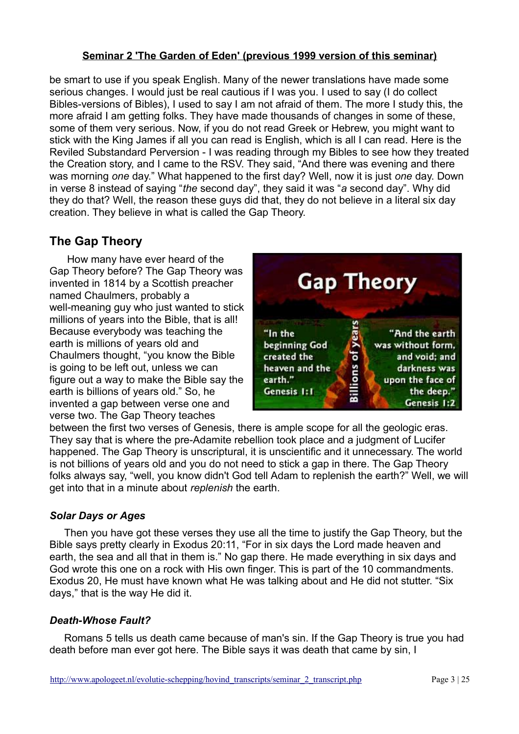**Seminar 2 'The Garden of Eden' (previous 1999 version of this seminar)**

be smart to use if you speak English. Many of the newer translations have made some serious changes. I would just be real cautious if I was you. I used to say (I do collect Bibles-versions of Bibles), I used to say I am not afraid of them. The more I study this, the more afraid I am getting folks. They have made thousands of changes in some of these, some of them very serious. Now, if you do not read Greek or Hebrew, you might want to stick with the King James if all you can read is English, which is all I can read. Here is the Reviled Substandard Perversion - I was reading through my Bibles to see how they treated the Creation story, and I came to the RSV. They said, "And there was evening and there was morning *one* day." What happened to the first day? Well, now it is just *one* day. Down in verse 8 instead of saying "*the* second day", they said it was "*a* second day". Why did they do that? Well, the reason these guys did that, they do not believe in a literal six day creation. They believe in what is called the Gap Theory.

## The Gap Theory

How many have ever heard of the Gap Theory before? The Gap Theory was invented in 1814 by a Scottish preacher named Chaulmers, probably a well-meaning guy who just wanted to stick millions of years into the Bible, that is all! Because everybody was teaching the earth is millions of years old and Chaulmers thought, "you know the Bible is going to be left out, unless we can figure out a way to make the Bible say the earth is billions of years old." So, he invented a gap between verse one and verse two. The Gap Theory teaches between the first two verses of Genesis, there is ample scope for all the geologic eras. They say that is where the pre-Adamite rebellion took place and a judgment of Lucifer happened. The Gap Theory is unscriptural, it is unscientific and it unnecessary. The world is not billions of years old and you do not need to stick a gap in there. The Gap Theory folks always say, "well, you know didn't God tell Adam to replenish the earth?" Well, we will get into that in a minute about *replenish* the earth.

### *Solar Days or Ages*

Then you have got these verses they use all the time to justify the Gap Theory, but the Bible says pretty clearly in Exodus 20:11, "For in six days the Lord made heaven and earth, the sea and all that in them is." No gap there. He made everything in six days and God wrote this one on a rock with His own finger. This is part of the 10 commandments. Exodus 20, He must have known what He was talking about and He did not stutter. "Six days," that is the way He did it.

### *Death-Whose Fault?*

Romans 5 tells us death came because of man's sin. If the Gap Theory is true you had death before man ever got here. The Bible says it was death that came by sin, I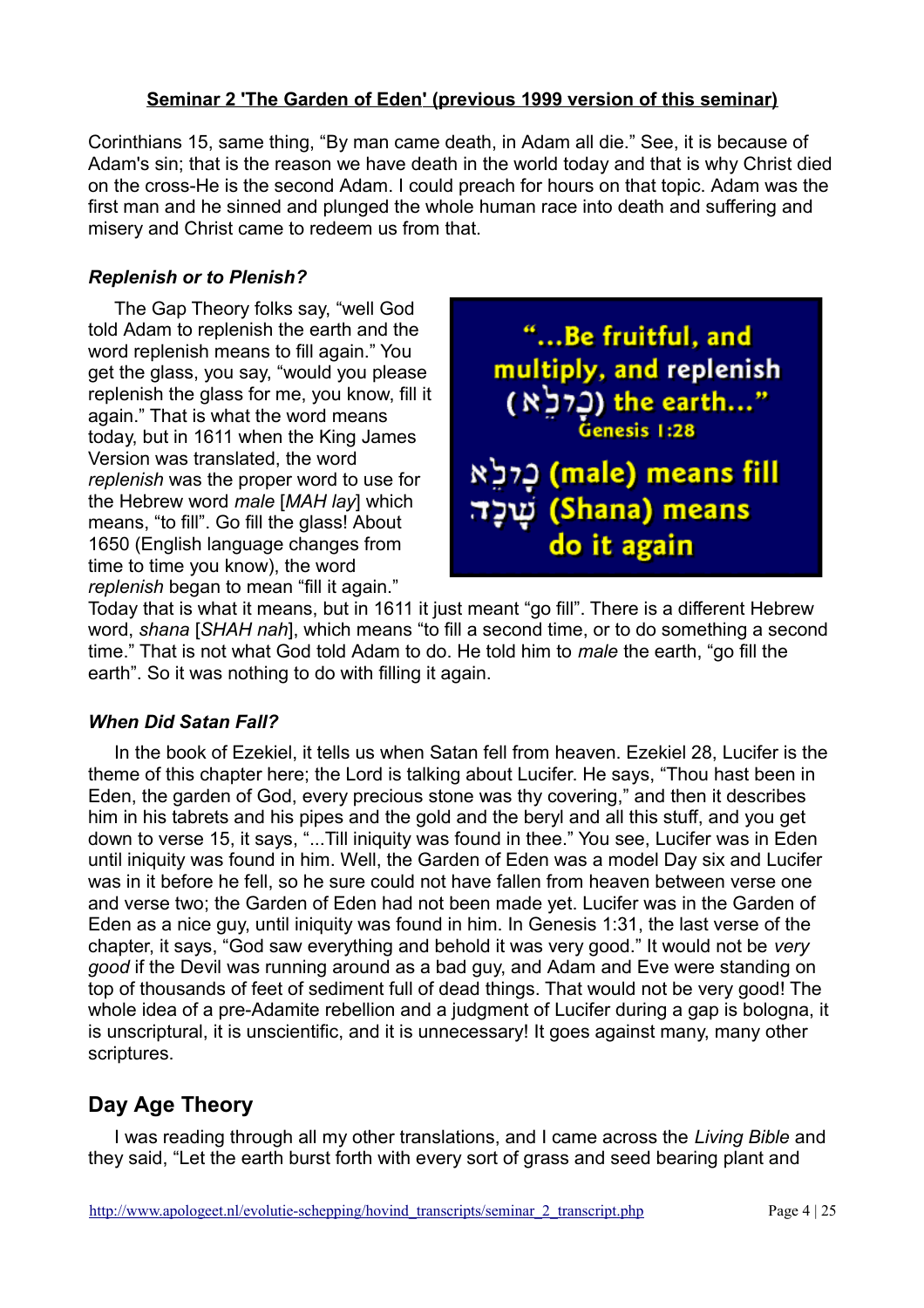Corinthians 15, same thing, "By man came death, in Adam all die." See, it is because of Adam's sin; that is the reason we have death in the world today and that is why Christ died on the cross-He is the second Adam. I could preach for hours on that topic. Adam was the first man and he sinned and plunged the whole human race into death and suffering and misery and Christ came to redeem us from that.

### *Replenish or to Plenish?*

The Gap Theory folks say, "well God told Adam to replenish the earth and the word replenish means to fill again." You get the glass, you say, "would you please replenish the glass for me, you know, fill it again." That is what the word means today, but in 1611 when the King James Version was translated, the word *replenish* was the proper word to use for the Hebrew word *male* [*MAH lay*] which means, "to fill". Go fill the glass! About 1650 (English language changes from time to time you know), the word *replenish* began to mean "fill it again." Today that is what it means, but in 1611 it just meant "go fill". There is a different Hebrew word, *shana* [*SHAH nah*], which means "to fill a second time, or to do something a second time." That is not what God told Adam to do. He told him to *male* the earth, "go fill the earth". So it was nothing to do with filling it again.

> **"...Be fruitful, and multiply, and replenish (מָלֵא) the earth..."**
> **Genesis 1:28**
>
> **מָלֵא (male) means fill**
> **שָׁנָה (Shana) means do it again**

### *When Did Satan Fall?*

In the book of Ezekiel, it tells us when Satan fell from heaven. Ezekiel 28, Lucifer is the theme of this chapter here; the Lord is talking about Lucifer. He says, "Thou hast been in Eden, the garden of God, every precious stone was thy covering," and then it describes him in his tabrets and his pipes and the gold and the beryl and all this stuff, and you get down to verse 15, it says, "...Till iniquity was found in thee." You see, Lucifer was in Eden until iniquity was found in him. Well, the Garden of Eden was a model Day six and Lucifer was in it before he fell, so he sure could not have fallen from heaven between verse one and verse two; the Garden of Eden had not been made yet. Lucifer was in the Garden of Eden as a nice guy, until iniquity was found in him. In Genesis 1:31, the last verse of the chapter, it says, "God saw everything and behold it was very good." It would not be *very good* if the Devil was running around as a bad guy, and Adam and Eve were standing on top of thousands of feet of sediment full of dead things. That would not be very good! The whole idea of a pre-Adamite rebellion and a judgment of Lucifer during a gap is bologna, it is unscriptural, it is unscientific, and it is unnecessary! It goes against many, many other scriptures.

## Day Age Theory

I was reading through all my other translations, and I came across the *Living Bible* and they said, "Let the earth burst forth with every sort of grass and seed bearing plant and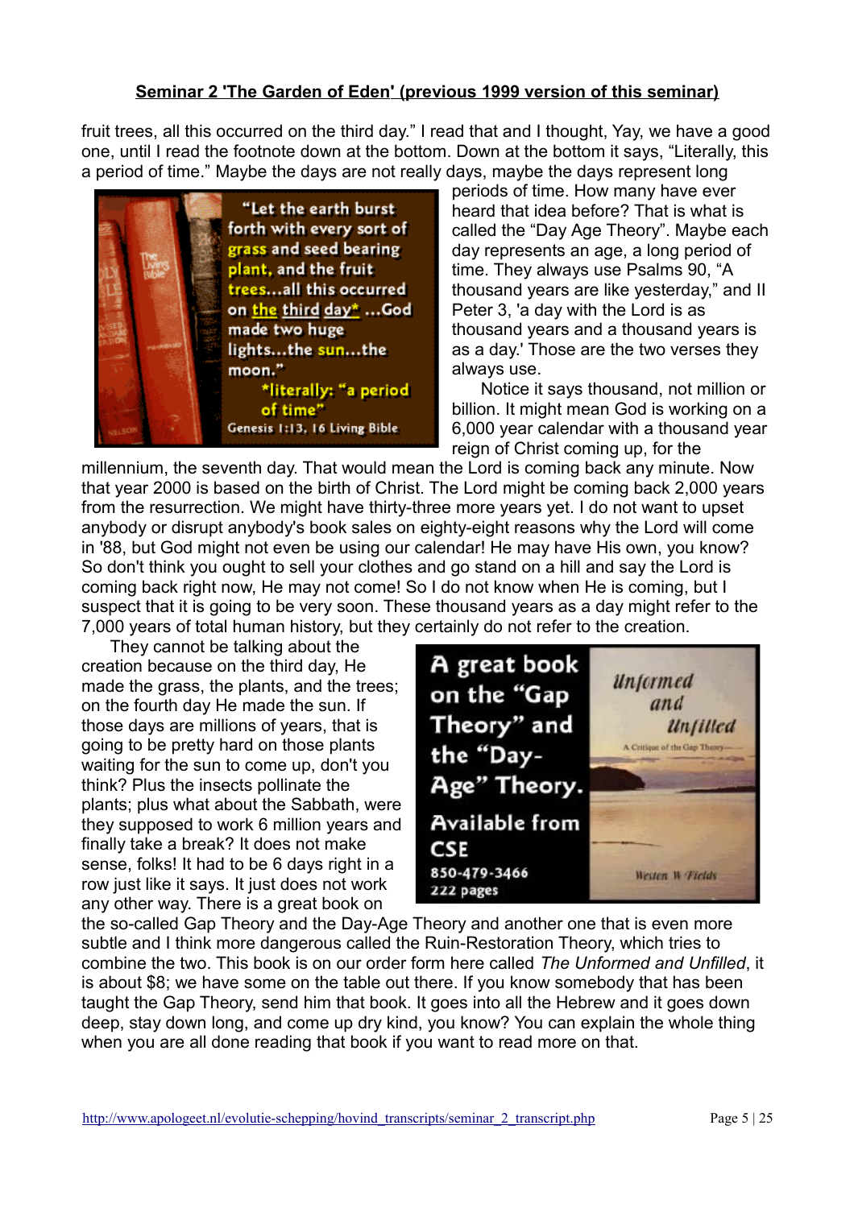fruit trees, all this occurred on the third day." I read that and I thought, Yay, we have a good one, until I read the footnote down at the bottom. Down at the bottom it says, "Literally, this a period of time." Maybe the days are not really days, maybe the days represent long periods of time. How many have ever heard that idea before? That is what is called the "Day Age Theory". Maybe each day represents an age, a long period of time. They always use Psalms 90, "A thousand years are like yesterday," and II Peter 3, 'a day with the Lord is as thousand years and a thousand years is as a day.' Those are the two verses they always use.

"Let the earth burst forth with every sort of grass and seed bearing plant, and the fruit trees...all this occurred on the third day* ...God made two huge lights...the sun...the moon."
*literally: "a period of time"
Genesis 1:13, 16 Living Bible

Notice it says thousand, not million or billion. It might mean God is working on a 6,000 year calendar with a thousand year reign of Christ coming up, for the millennium, the seventh day. That would mean the Lord is coming back any minute. Now that year 2000 is based on the birth of Christ. The Lord might be coming back 2,000 years from the resurrection. We might have thirty-three more years yet. I do not want to upset anybody or disrupt anybody's book sales on eighty-eight reasons why the Lord will come in '88, but God might not even be using our calendar! He may have His own, you know? So don't think you ought to sell your clothes and go stand on a hill and say the Lord is coming back right now, He may not come! So I do not know when He is coming, but I suspect that it is going to be very soon. These thousand years as a day might refer to the 7,000 years of total human history, but they certainly do not refer to the creation.

They cannot be talking about the creation because on the third day, He made the grass, the plants, and the trees; on the fourth day He made the sun. If those days are millions of years, that is going to be pretty hard on those plants waiting for the sun to come up, don't you think? Plus the insects pollinate the plants; plus what about the Sabbath, were they supposed to work 6 million years and finally take a break? It does not make sense, folks! It had to be 6 days right in a row just like it says. It just does not work any other way. There is a great book on the so-called Gap Theory and the Day-Age Theory and another one that is even more subtle and I think more dangerous called the Ruin-Restoration Theory, which tries to combine the two. This book is on our order form here called *The Unformed and Unfilled*, it is about $8; we have some on the table out there. If you know somebody that has been taught the Gap Theory, send him that book. It goes into all the Hebrew and it goes down deep, stay down long, and come up dry kind, you know? You can explain the whole thing when you are all done reading that book if you want to read more on that.

A great book on the "Gap Theory" and the "Day-Age" Theory.
Available from CSE
850-479-3466
222 pages

*Unformed and Unfilled* — A Critique of the Gap Theory — Weston W. Fields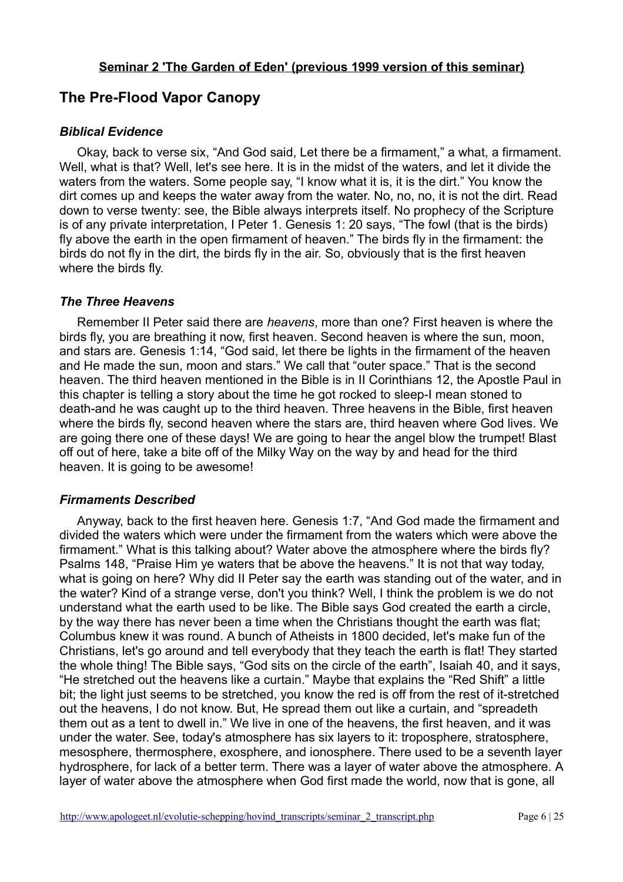**Seminar 2 'The Garden of Eden' (previous 1999 version of this seminar)**

## The Pre-Flood Vapor Canopy

### *Biblical Evidence*

Okay, back to verse six, "And God said, Let there be a firmament," a what, a firmament. Well, what is that? Well, let's see here. It is in the midst of the waters, and let it divide the waters from the waters. Some people say, "I know what it is, it is the dirt." You know the dirt comes up and keeps the water away from the water. No, no, no, it is not the dirt. Read down to verse twenty: see, the Bible always interprets itself. No prophecy of the Scripture is of any private interpretation, I Peter 1. Genesis 1: 20 says, "The fowl (that is the birds) fly above the earth in the open firmament of heaven." The birds fly in the firmament: the birds do not fly in the dirt, the birds fly in the air. So, obviously that is the first heaven where the birds fly.

### *The Three Heavens*

Remember II Peter said there are *heavens*, more than one? First heaven is where the birds fly, you are breathing it now, first heaven. Second heaven is where the sun, moon, and stars are. Genesis 1:14, "God said, let there be lights in the firmament of the heaven and He made the sun, moon and stars." We call that "outer space." That is the second heaven. The third heaven mentioned in the Bible is in II Corinthians 12, the Apostle Paul in this chapter is telling a story about the time he got rocked to sleep-I mean stoned to death-and he was caught up to the third heaven. Three heavens in the Bible, first heaven where the birds fly, second heaven where the stars are, third heaven where God lives. We are going there one of these days! We are going to hear the angel blow the trumpet! Blast off out of here, take a bite off of the Milky Way on the way by and head for the third heaven. It is going to be awesome!

### *Firmaments Described*

Anyway, back to the first heaven here. Genesis 1:7, "And God made the firmament and divided the waters which were under the firmament from the waters which were above the firmament." What is this talking about? Water above the atmosphere where the birds fly? Psalms 148, "Praise Him ye waters that be above the heavens." It is not that way today, what is going on here? Why did II Peter say the earth was standing out of the water, and in the water? Kind of a strange verse, don't you think? Well, I think the problem is we do not understand what the earth used to be like. The Bible says God created the earth a circle, by the way there has never been a time when the Christians thought the earth was flat; Columbus knew it was round. A bunch of Atheists in 1800 decided, let's make fun of the Christians, let's go around and tell everybody that they teach the earth is flat! They started the whole thing! The Bible says, "God sits on the circle of the earth", Isaiah 40, and it says, "He stretched out the heavens like a curtain." Maybe that explains the "Red Shift" a little bit; the light just seems to be stretched, you know the red is off from the rest of it-stretched out the heavens, I do not know. But, He spread them out like a curtain, and "spreadeth them out as a tent to dwell in." We live in one of the heavens, the first heaven, and it was under the water. See, today's atmosphere has six layers to it: troposphere, stratosphere, mesosphere, thermosphere, exosphere, and ionosphere. There used to be a seventh layer hydrosphere, for lack of a better term. There was a layer of water above the atmosphere. A layer of water above the atmosphere when God first made the world, now that is gone, all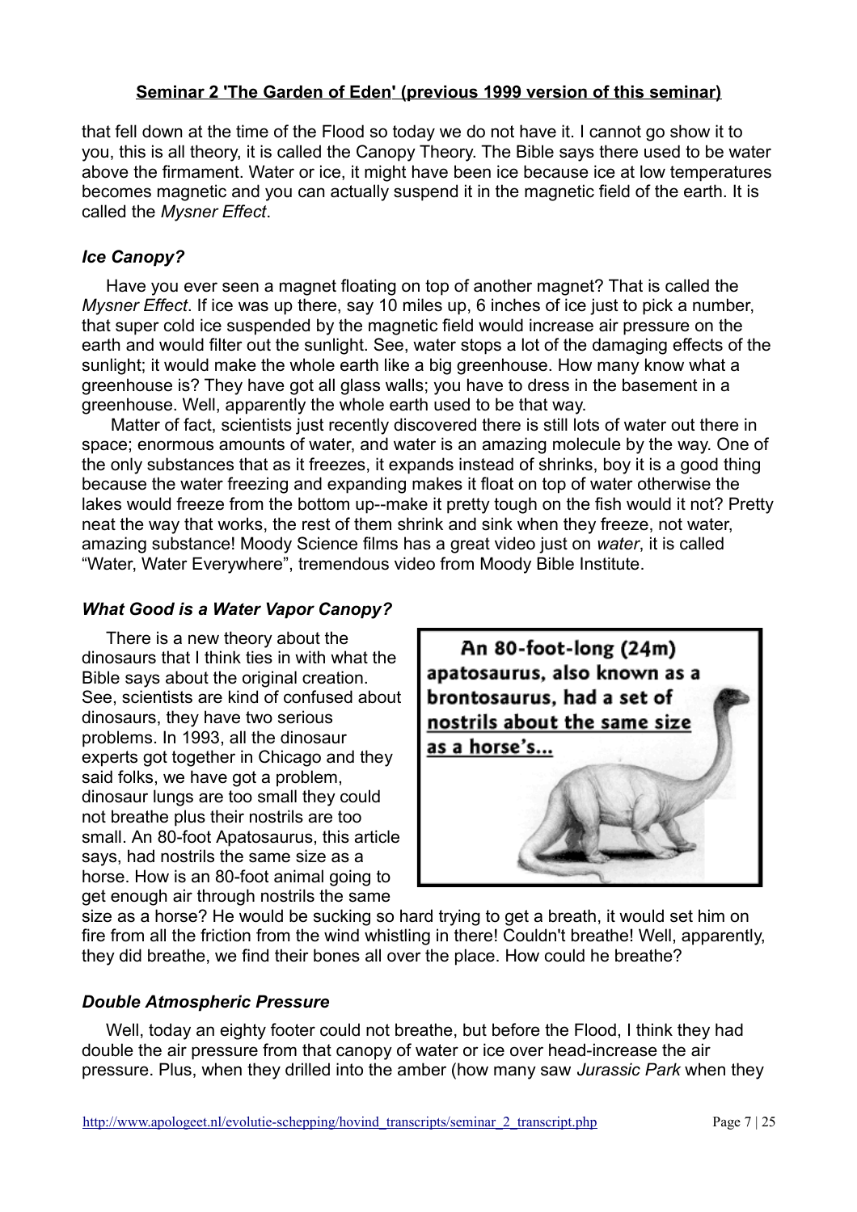**Seminar 2 'The Garden of Eden' (previous 1999 version of this seminar)**

that fell down at the time of the Flood so today we do not have it. I cannot go show it to you, this is all theory, it is called the Canopy Theory. The Bible says there used to be water above the firmament. Water or ice, it might have been ice because ice at low temperatures becomes magnetic and you can actually suspend it in the magnetic field of the earth. It is called the *Mysner Effect*.

### *Ice Canopy?*

Have you ever seen a magnet floating on top of another magnet? That is called the *Mysner Effect*. If ice was up there, say 10 miles up, 6 inches of ice just to pick a number, that super cold ice suspended by the magnetic field would increase air pressure on the earth and would filter out the sunlight. See, water stops a lot of the damaging effects of the sunlight; it would make the whole earth like a big greenhouse. How many know what a greenhouse is? They have got all glass walls; you have to dress in the basement in a greenhouse. Well, apparently the whole earth used to be that way.

Matter of fact, scientists just recently discovered there is still lots of water out there in space; enormous amounts of water, and water is an amazing molecule by the way. One of the only substances that as it freezes, it expands instead of shrinks, boy it is a good thing because the water freezing and expanding makes it float on top of water otherwise the lakes would freeze from the bottom up--make it pretty tough on the fish would it not? Pretty neat the way that works, the rest of them shrink and sink when they freeze, not water, amazing substance! Moody Science films has a great video just on *water*, it is called "Water, Water Everywhere", tremendous video from Moody Bible Institute.

### *What Good is a Water Vapor Canopy?*

There is a new theory about the dinosaurs that I think ties in with what the Bible says about the original creation. See, scientists are kind of confused about dinosaurs, they have two serious problems. In 1993, all the dinosaur experts got together in Chicago and they said folks, we have got a problem, dinosaur lungs are too small they could not breathe plus their nostrils are too small. An 80-foot Apatosaurus, this article says, had nostrils the same size as a horse. How is an 80-foot animal going to get enough air through nostrils the same size as a horse? He would be sucking so hard trying to get a breath, it would set him on fire from all the friction from the wind whistling in there! Couldn't breathe! Well, apparently, they did breathe, we find their bones all over the place. How could he breathe?

An 80-foot-long (24m) apatosaurus, also known as a brontosaurus, had a set of nostrils about the same size as a horse's...

### *Double Atmospheric Pressure*

Well, today an eighty footer could not breathe, but before the Flood, I think they had double the air pressure from that canopy of water or ice over head-increase the air pressure. Plus, when they drilled into the amber (how many saw *Jurassic Park* when they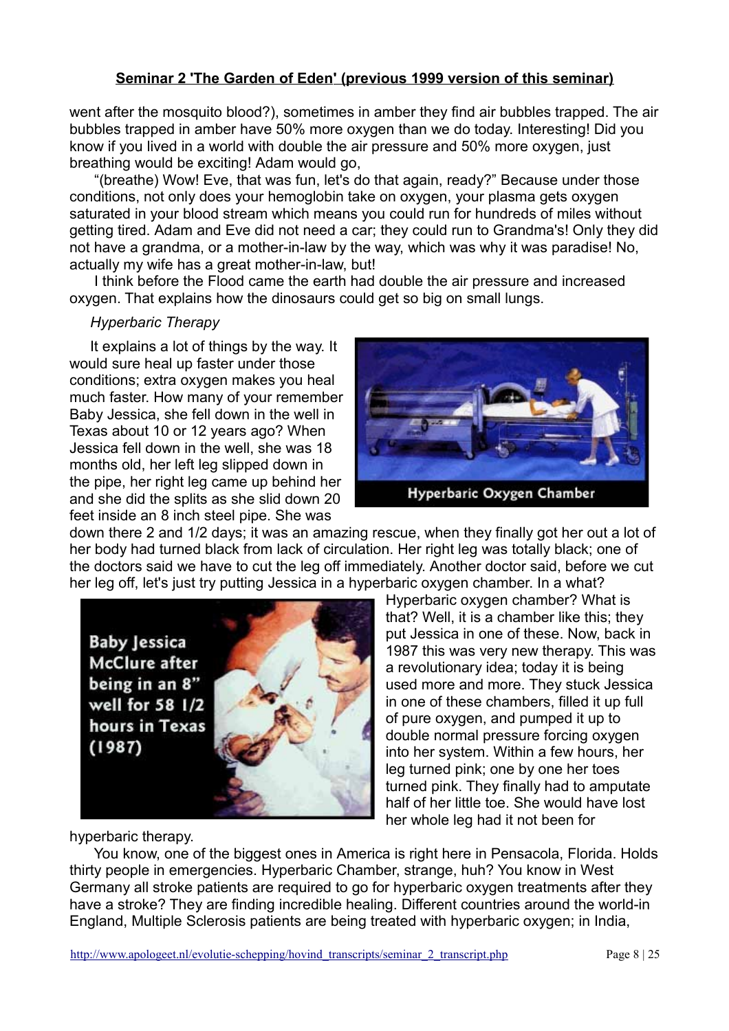went after the mosquito blood?), sometimes in amber they find air bubbles trapped. The air bubbles trapped in amber have 50% more oxygen than we do today. Interesting! Did you know if you lived in a world with double the air pressure and 50% more oxygen, just breathing would be exciting! Adam would go,

"(breathe) Wow! Eve, that was fun, let's do that again, ready?" Because under those conditions, not only does your hemoglobin take on oxygen, your plasma gets oxygen saturated in your blood stream which means you could run for hundreds of miles without getting tired. Adam and Eve did not need a car; they could run to Grandma's! Only they did not have a grandma, or a mother-in-law by the way, which was why it was paradise! No, actually my wife has a great mother-in-law, but!

I think before the Flood came the earth had double the air pressure and increased oxygen. That explains how the dinosaurs could get so big on small lungs.

*Hyperbaric Therapy*

It explains a lot of things by the way. It would sure heal up faster under those conditions; extra oxygen makes you heal much faster. How many of your remember Baby Jessica, she fell down in the well in Texas about 10 or 12 years ago? When Jessica fell down in the well, she was 18 months old, her left leg slipped down in the pipe, her right leg came up behind her and she did the splits as she slid down 20 feet inside an 8 inch steel pipe. She was down there 2 and 1/2 days; it was an amazing rescue, when they finally got her out a lot of her body had turned black from lack of circulation. Her right leg was totally black; one of the doctors said we have to cut the leg off immediately. Another doctor said, before we cut her leg off, let's just try putting Jessica in a hyperbaric oxygen chamber. In a what?

Hyperbaric Oxygen Chamber

Baby Jessica McClure after being in an 8" well for 58 1/2 hours in Texas (1987)

Hyperbaric oxygen chamber? What is that? Well, it is a chamber like this; they put Jessica in one of these. Now, back in 1987 this was very new therapy. This was a revolutionary idea; today it is being used more and more. They stuck Jessica in one of these chambers, filled it up full of pure oxygen, and pumped it up to double normal pressure forcing oxygen into her system. Within a few hours, her leg turned pink; one by one her toes turned pink. They finally had to amputate half of her little toe. She would have lost her whole leg had it not been for hyperbaric therapy.

You know, one of the biggest ones in America is right here in Pensacola, Florida. Holds thirty people in emergencies. Hyperbaric Chamber, strange, huh? You know in West Germany all stroke patients are required to go for hyperbaric oxygen treatments after they have a stroke? They are finding incredible healing. Different countries around the world-in England, Multiple Sclerosis patients are being treated with hyperbaric oxygen; in India,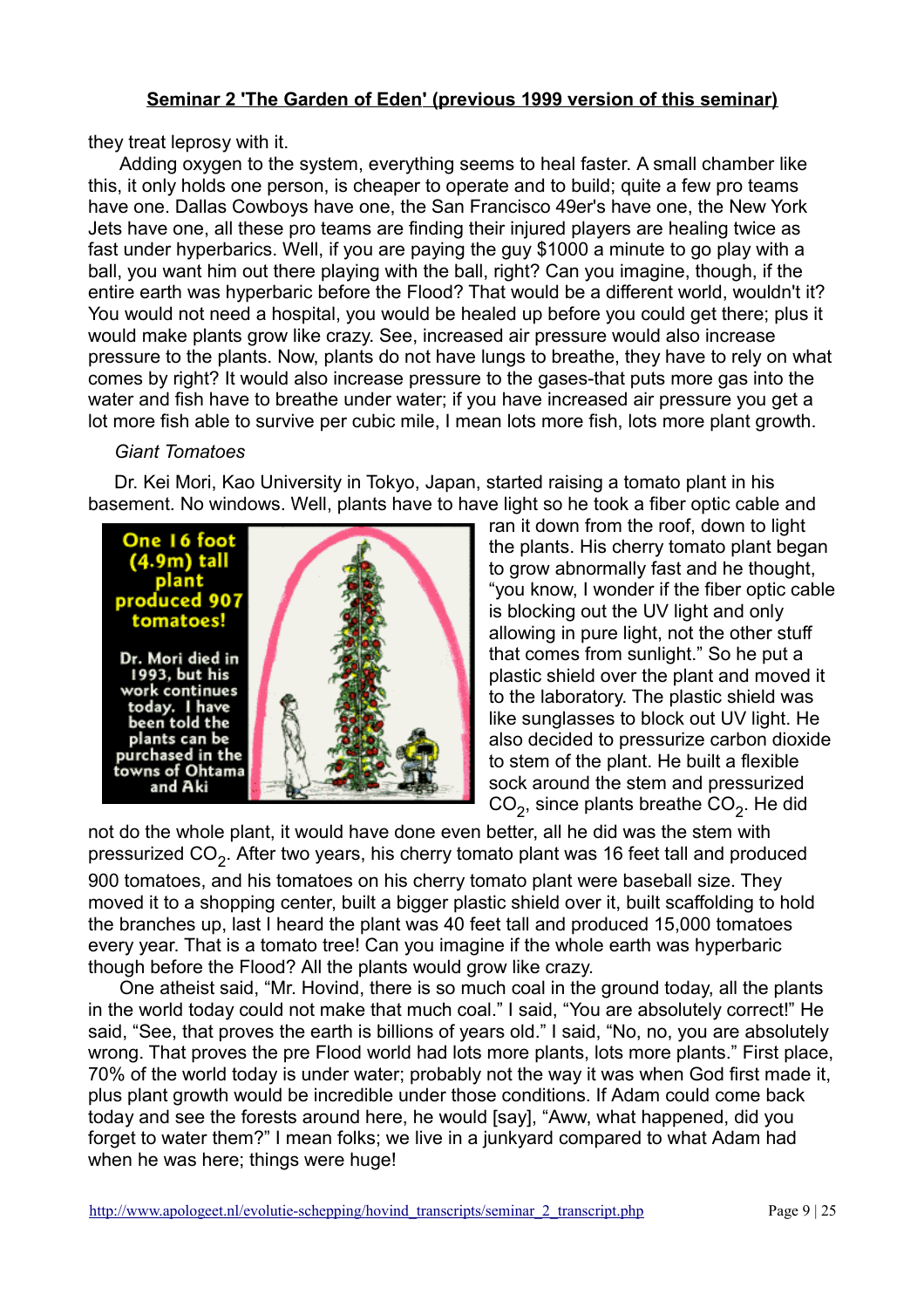they treat leprosy with it.

Adding oxygen to the system, everything seems to heal faster. A small chamber like this, it only holds one person, is cheaper to operate and to build; quite a few pro teams have one. Dallas Cowboys have one, the San Francisco 49er's have one, the New York Jets have one, all these pro teams are finding their injured players are healing twice as fast under hyperbarics. Well, if you are paying the guy $1000 a minute to go play with a ball, you want him out there playing with the ball, right? Can you imagine, though, if the entire earth was hyperbaric before the Flood? That would be a different world, wouldn't it? You would not need a hospital, you would be healed up before you could get there; plus it would make plants grow like crazy. See, increased air pressure would also increase pressure to the plants. Now, plants do not have lungs to breathe, they have to rely on what comes by right? It would also increase pressure to the gases-that puts more gas into the water and fish have to breathe under water; if you have increased air pressure you get a lot more fish able to survive per cubic mile, I mean lots more fish, lots more plant growth.

*Giant Tomatoes*

Dr. Kei Mori, Kao University in Tokyo, Japan, started raising a tomato plant in his basement. No windows. Well, plants have to have light so he took a fiber optic cable and ran it down from the roof, down to light the plants. His cherry tomato plant began to grow abnormally fast and he thought, "you know, I wonder if the fiber optic cable is blocking out the UV light and only allowing in pure light, not the other stuff that comes from sunlight." So he put a plastic shield over the plant and moved it to the laboratory. The plastic shield was like sunglasses to block out UV light. He also decided to pressurize carbon dioxide to stem of the plant. He built a flexible sock around the stem and pressurized $CO_2$, since plants breathe $CO_2$. He did not do the whole plant, it would have done even better, all he did was the stem with pressurized $CO_2$. After two years, his cherry tomato plant was 16 feet tall and produced 900 tomatoes, and his tomatoes on his cherry tomato plant were baseball size. They moved it to a shopping center, built a bigger plastic shield over it, built scaffolding to hold the branches up, last I heard the plant was 40 feet tall and produced 15,000 tomatoes every year. That is a tomato tree! Can you imagine if the whole earth was hyperbaric though before the Flood? All the plants would grow like crazy.

One 16 foot (4.9m) tall plant produced 907 tomatoes!

Dr. Mori died in 1993, but his work continues today. I have been told the plants can be purchased in the towns of Ohtama and Aki

One atheist said, "Mr. Hovind, there is so much coal in the ground today, all the plants in the world today could not make that much coal." I said, "You are absolutely correct!" He said, "See, that proves the earth is billions of years old." I said, "No, no, you are absolutely wrong. That proves the pre Flood world had lots more plants, lots more plants." First place, 70% of the world today is under water; probably not the way it was when God first made it, plus plant growth would be incredible under those conditions. If Adam could come back today and see the forests around here, he would [say], "Aww, what happened, did you forget to water them?" I mean folks; we live in a junkyard compared to what Adam had when he was here; things were huge!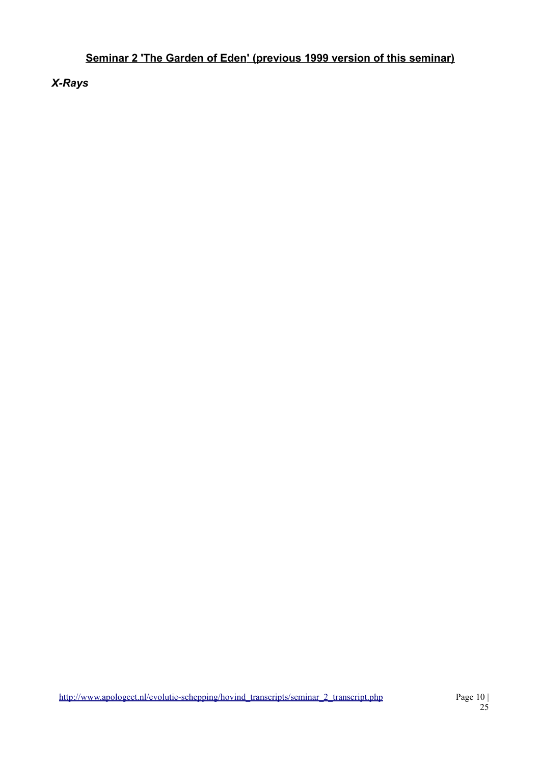## Seminar 2 'The Garden of Eden' (previous 1999 version of this seminar)

### *X-Rays*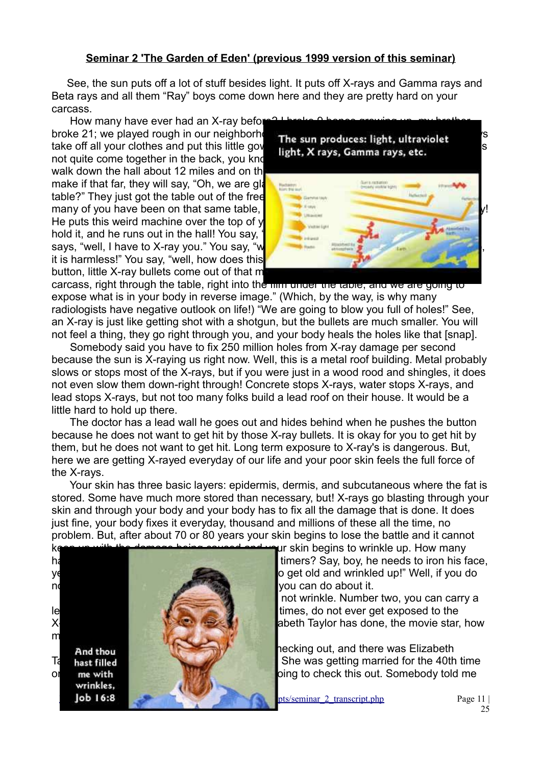## Seminar 2 'The Garden of Eden' (previous 1999 version of this seminar)

See, the sun puts off a lot of stuff besides light. It puts off X-rays and Gamma rays and Beta rays and all them "Ray" boys come down here and they are pretty hard on your carcass.

How many have ever had an X-ray befor... broke 21; we played rough in our neighborh... take off all your clothes and put this little gov... not quite come together in the back, you kno... walk down the hall about 12 miles and on th... make if that far, they will say, "Oh, we are gla... table?" They just got the table out of the free... many of you have been on that same table, ...! He puts this weird machine over the top of y... hold it, and he runs out in the hall! You say, "... says, "well, I have to X-ray you." You say, "w... it is harmless!" You say, "well, how does this... button, little X-ray bullets come out of that m... carcass, right through the table, right into the film under the table, and we are going to expose what is in your body in reverse image." (Which, by the way, is why many radiologists have negative outlook on life!) "We are going to blow you full of holes!" See, an X-ray is just like getting shot with a shotgun, but the bullets are much smaller. You will not feel a thing, they go right through you, and your body heals the holes like that [snap].

The sun produces: light, ultraviolet light, X rays, Gamma rays, etc.

Somebody said you have to fix 250 million holes from X-ray damage per second because the sun is X-raying us right now. Well, this is a metal roof building. Metal probably slows or stops most of the X-rays, but if you were just in a wood rood and shingles, it does not even slow them down-right through! Concrete stops X-rays, water stops X-rays, and lead stops X-rays, but not too many folks build a lead roof on their house. It would be a little hard to hold up there.

The doctor has a lead wall he goes out and hides behind when he pushes the button because he does not want to get hit by those X-ray bullets. It is okay for you to get hit by them, but he does not want to get hit. Long term exposure to X-ray's is dangerous. But, here we are getting X-rayed everyday of our life and your poor skin feels the full force of the X-rays.

Your skin has three basic layers: epidermis, dermis, and subcutaneous where the fat is stored. Some have much more stored than necessary, but! X-rays go blasting through your skin and through your body and your body has to fix all the damage that is done. It does just fine, your body fixes it everyday, thousand and millions of these all the time, no problem. But, after about 70 or 80 years your skin begins to lose the battle and it cannot k... ...ur skin begins to wrinkle up. How many h... timers? Say, boy, he needs to iron his face, y... ...o get old and wrinkled up!" Well, if you do n... you can do about it. ... not wrinkle. Number two, you can carry a le... times, do not ever get exposed to the X-... ...abeth Taylor has done, the movie star, how m... ...ecking out, and there was Elizabeth T... She was getting married for the 40th time o... ...oing to check this out. Somebody told me

And thou hast filled me with wrinkles, Job 16:8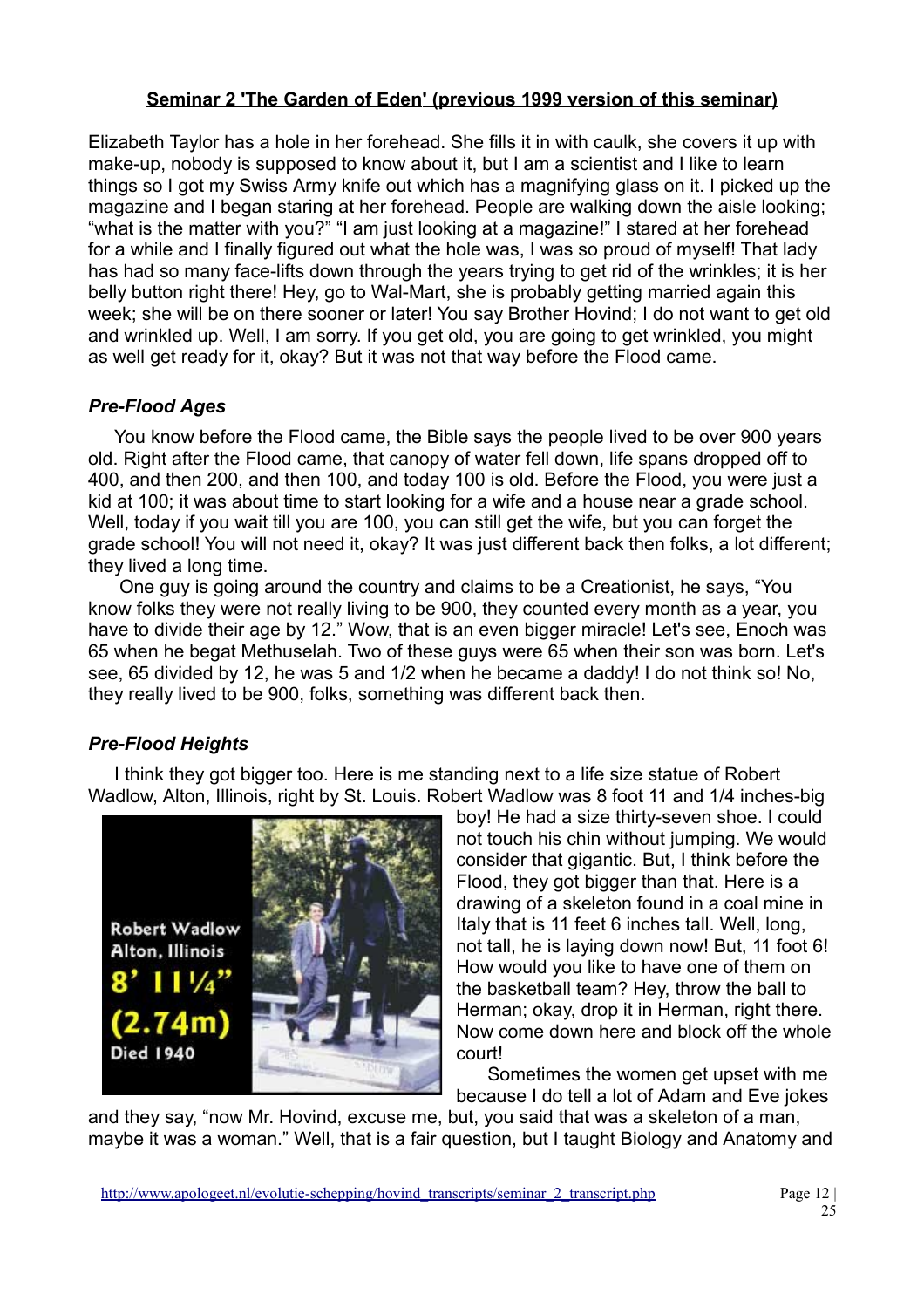**Seminar 2 'The Garden of Eden' (previous 1999 version of this seminar)**

Elizabeth Taylor has a hole in her forehead. She fills it in with caulk, she covers it up with make-up, nobody is supposed to know about it, but I am a scientist and I like to learn things so I got my Swiss Army knife out which has a magnifying glass on it. I picked up the magazine and I began staring at her forehead. People are walking down the aisle looking; "what is the matter with you?" "I am just looking at a magazine!" I stared at her forehead for a while and I finally figured out what the hole was, I was so proud of myself! That lady has had so many face-lifts down through the years trying to get rid of the wrinkles; it is her belly button right there! Hey, go to Wal-Mart, she is probably getting married again this week; she will be on there sooner or later! You say Brother Hovind; I do not want to get old and wrinkled up. Well, I am sorry. If you get old, you are going to get wrinkled, you might as well get ready for it, okay? But it was not that way before the Flood came.

### *Pre-Flood Ages*

You know before the Flood came, the Bible says the people lived to be over 900 years old. Right after the Flood came, that canopy of water fell down, life spans dropped off to 400, and then 200, and then 100, and today 100 is old. Before the Flood, you were just a kid at 100; it was about time to start looking for a wife and a house near a grade school. Well, today if you wait till you are 100, you can still get the wife, but you can forget the grade school! You will not need it, okay? It was just different back then folks, a lot different; they lived a long time.

One guy is going around the country and claims to be a Creationist, he says, "You know folks they were not really living to be 900, they counted every month as a year, you have to divide their age by 12." Wow, that is an even bigger miracle! Let's see, Enoch was 65 when he begat Methuselah. Two of these guys were 65 when their son was born. Let's see, 65 divided by 12, he was 5 and 1/2 when he became a daddy! I do not think so! No, they really lived to be 900, folks, something was different back then.

### *Pre-Flood Heights*

I think they got bigger too. Here is me standing next to a life size statue of Robert Wadlow, Alton, Illinois, right by St. Louis. Robert Wadlow was 8 foot 11 and 1/4 inches-big boy! He had a size thirty-seven shoe. I could not touch his chin without jumping. We would consider that gigantic. But, I think before the Flood, they got bigger than that. Here is a drawing of a skeleton found in a coal mine in Italy that is 11 feet 6 inches tall. Well, long, not tall, he is laying down now! But, 11 foot 6! How would you like to have one of them on the basketball team? Hey, throw the ball to Herman; okay, drop it in Herman, right there. Now come down here and block off the whole court!

Robert Wadlow
Alton, Illinois
8' 11¼"
(2.74m)
Died 1940

Sometimes the women get upset with me because I do tell a lot of Adam and Eve jokes and they say, "now Mr. Hovind, excuse me, but, you said that was a skeleton of a man, maybe it was a woman." Well, that is a fair question, but I taught Biology and Anatomy and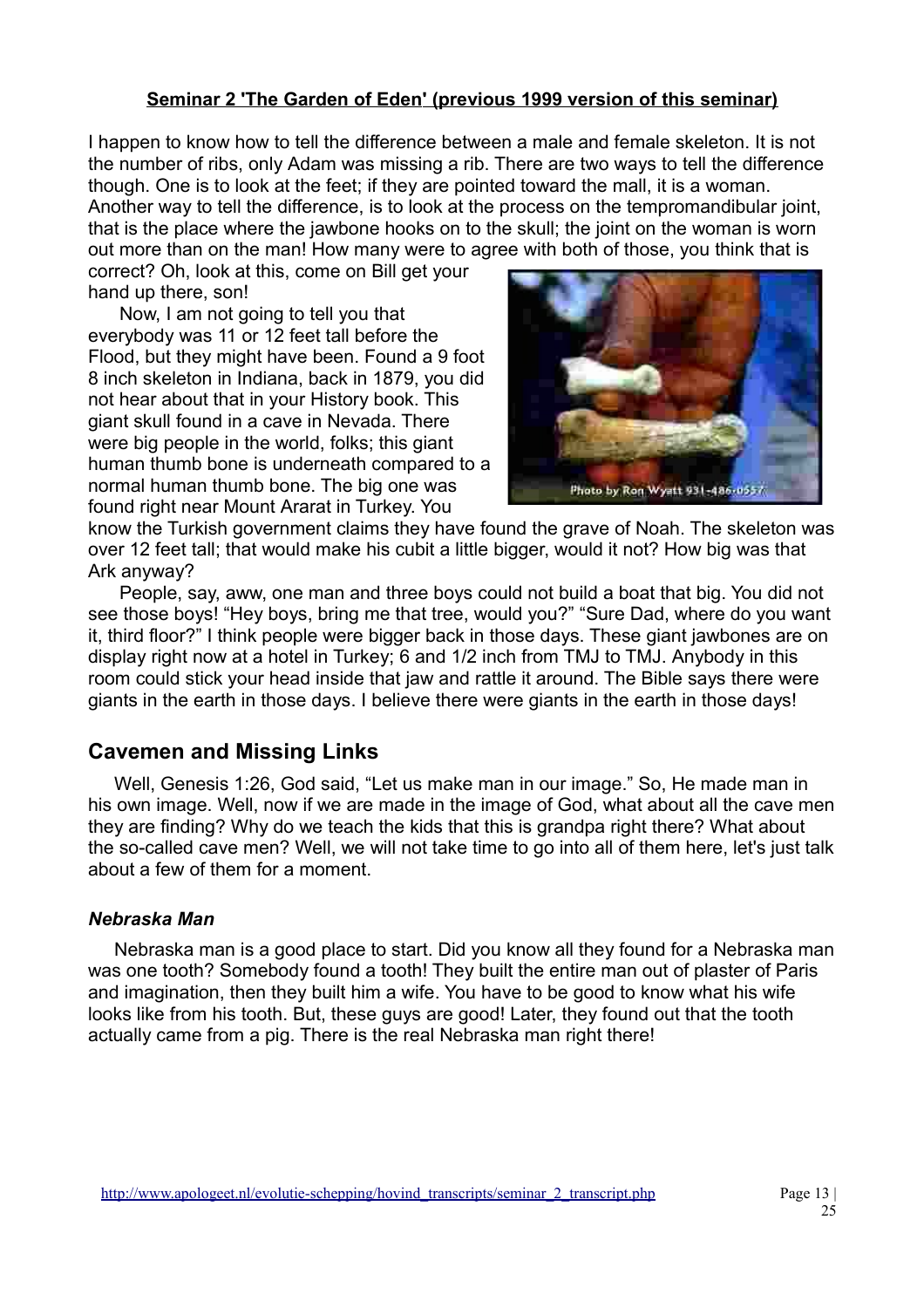**Seminar 2 'The Garden of Eden' (previous 1999 version of this seminar)**

I happen to know how to tell the difference between a male and female skeleton. It is not the number of ribs, only Adam was missing a rib. There are two ways to tell the difference though. One is to look at the feet; if they are pointed toward the mall, it is a woman. Another way to tell the difference, is to look at the process on the tempromandibular joint, that is the place where the jawbone hooks on to the skull; the joint on the woman is worn out more than on the man! How many were to agree with both of those, you think that is correct? Oh, look at this, come on Bill get your hand up there, son!

Now, I am not going to tell you that everybody was 11 or 12 feet tall before the Flood, but they might have been. Found a 9 foot 8 inch skeleton in Indiana, back in 1879, you did not hear about that in your History book. This giant skull found in a cave in Nevada. There were big people in the world, folks; this giant human thumb bone is underneath compared to a normal human thumb bone. The big one was found right near Mount Ararat in Turkey. You know the Turkish government claims they have found the grave of Noah. The skeleton was over 12 feet tall; that would make his cubit a little bigger, would it not? How big was that Ark anyway?

Photo by Ron Wyatt 931-486-0557

People, say, aww, one man and three boys could not build a boat that big. You did not see those boys! "Hey boys, bring me that tree, would you?" "Sure Dad, where do you want it, third floor?" I think people were bigger back in those days. These giant jawbones are on display right now at a hotel in Turkey; 6 and 1/2 inch from TMJ to TMJ. Anybody in this room could stick your head inside that jaw and rattle it around. The Bible says there were giants in the earth in those days. I believe there were giants in the earth in those days!

## Cavemen and Missing Links

Well, Genesis 1:26, God said, "Let us make man in our image." So, He made man in his own image. Well, now if we are made in the image of God, what about all the cave men they are finding? Why do we teach the kids that this is grandpa right there? What about the so-called cave men? Well, we will not take time to go into all of them here, let's just talk about a few of them for a moment.

### *Nebraska Man*

Nebraska man is a good place to start. Did you know all they found for a Nebraska man was one tooth? Somebody found a tooth! They built the entire man out of plaster of Paris and imagination, then they built him a wife. You have to be good to know what his wife looks like from his tooth. But, these guys are good! Later, they found out that the tooth actually came from a pig. There is the real Nebraska man right there!

http://www.apologeet.nl/evolutie-schepping/hovind_transcripts/seminar_2_transcript.php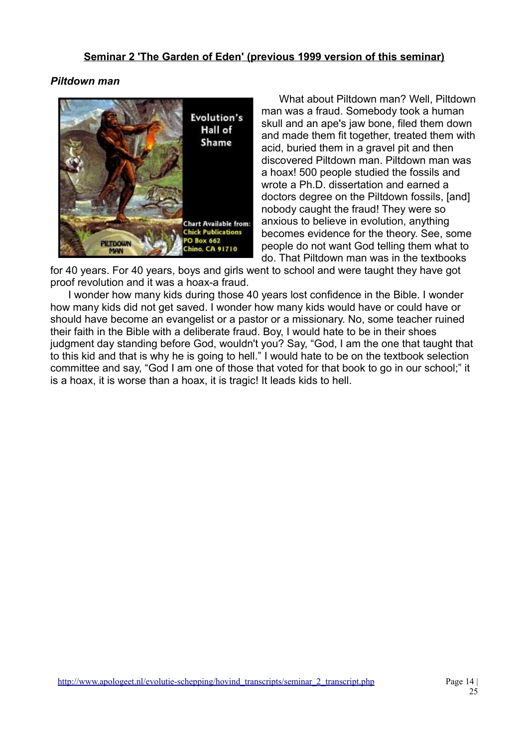**Seminar 2 'The Garden of Eden' (previous 1999 version of this seminar)**

***Piltdown man***

What about Piltdown man? Well, Piltdown man was a fraud. Somebody took a human skull and an ape's jaw bone, filed them down and made them fit together, treated them with acid, buried them in a gravel pit and then discovered Piltdown man. Piltdown man was a hoax! 500 people studied the fossils and wrote a Ph.D. dissertation and earned a doctors degree on the Piltdown fossils, [and] nobody caught the fraud! They were so anxious to believe in evolution, anything becomes evidence for the theory. See, some people do not want God telling them what to do. That Piltdown man was in the textbooks for 40 years. For 40 years, boys and girls went to school and were taught they have got proof revolution and it was a hoax-a fraud.

I wonder how many kids during those 40 years lost confidence in the Bible. I wonder how many kids did not get saved. I wonder how many kids would have or could have or should have become an evangelist or a pastor or a missionary. No, some teacher ruined their faith in the Bible with a deliberate fraud. Boy, I would hate to be in their shoes judgment day standing before God, wouldn't you? Say, "God, I am the one that taught that to this kid and that is why he is going to hell." I would hate to be on the textbook selection committee and say, "God I am one of those that voted for that book to go in our school;" it is a hoax, it is worse than a hoax, it is tragic! It leads kids to hell.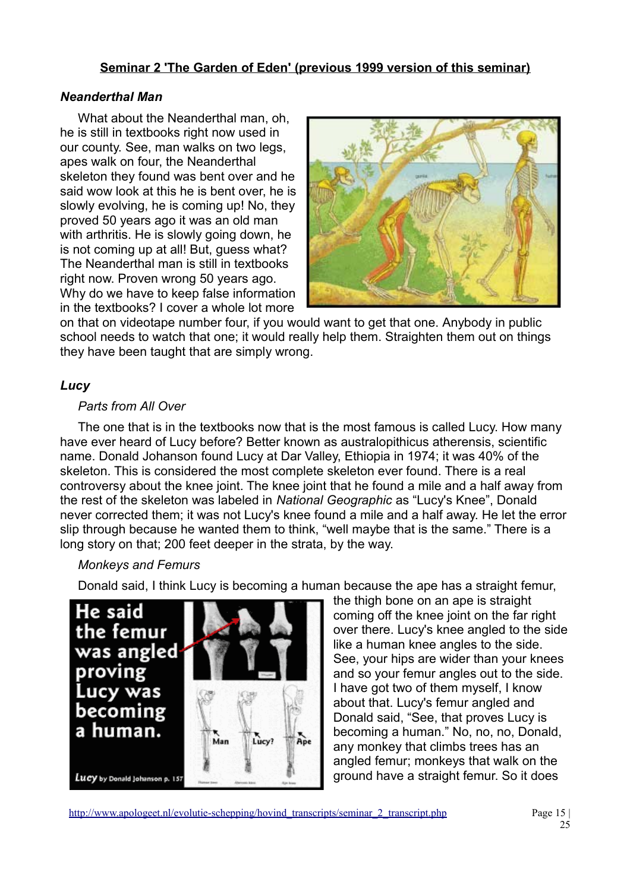## Seminar 2 'The Garden of Eden' (previous 1999 version of this seminar)

### *Neanderthal Man*

What about the Neanderthal man, oh, he is still in textbooks right now used in our county. See, man walks on two legs, apes walk on four, the Neanderthal skeleton they found was bent over and he said wow look at this he is bent over, he is slowly evolving, he is coming up! No, they proved 50 years ago it was an old man with arthritis. He is slowly going down, he is not coming up at all! But, guess what? The Neanderthal man is still in textbooks right now. Proven wrong 50 years ago. Why do we have to keep false information in the textbooks? I cover a whole lot more on that on videotape number four, if you would want to get that one. Anybody in public school needs to watch that one; it would really help them. Straighten them out on things they have been taught that are simply wrong.

### *Lucy*

*Parts from All Over*

The one that is in the textbooks now that is the most famous is called Lucy. How many have ever heard of Lucy before? Better known as australopithicus atherensis, scientific name. Donald Johanson found Lucy at Dar Valley, Ethiopia in 1974; it was 40% of the skeleton. This is considered the most complete skeleton ever found. There is a real controversy about the knee joint. The knee joint that he found a mile and a half away from the rest of the skeleton was labeled in *National Geographic* as "Lucy's Knee", Donald never corrected them; it was not Lucy's knee found a mile and a half away. He let the error slip through because he wanted them to think, "well maybe that is the same." There is a long story on that; 200 feet deeper in the strata, by the way.

*Monkeys and Femurs*

Donald said, I think Lucy is becoming a human because the ape has a straight femur, the thigh bone on an ape is straight coming off the knee joint on the far right over there. Lucy's knee angled to the side like a human knee angles to the side. See, your hips are wider than your knees and so your femur angles out to the side. I have got two of them myself, I know about that. Lucy's femur angled and Donald said, "See, that proves Lucy is becoming a human." No, no, no, Donald, any monkey that climbs trees has an angled femur; monkeys that walk on the ground have a straight femur. So it does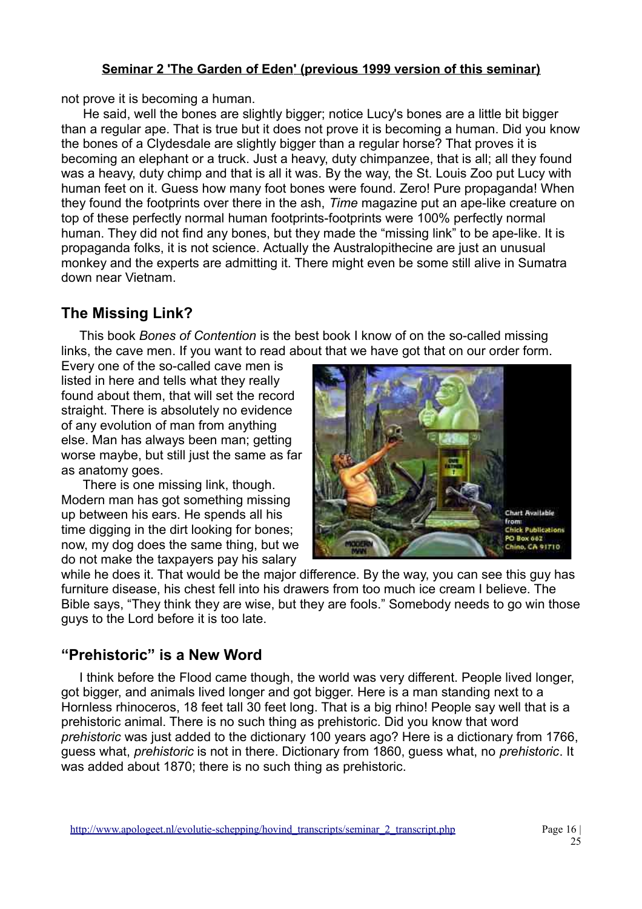not prove it is becoming a human.

He said, well the bones are slightly bigger; notice Lucy's bones are a little bit bigger than a regular ape. That is true but it does not prove it is becoming a human. Did you know the bones of a Clydesdale are slightly bigger than a regular horse? That proves it is becoming an elephant or a truck. Just a heavy, duty chimpanzee, that is all; all they found was a heavy, duty chimp and that is all it was. By the way, the St. Louis Zoo put Lucy with human feet on it. Guess how many foot bones were found. Zero! Pure propaganda! When they found the footprints over there in the ash, *Time* magazine put an ape-like creature on top of these perfectly normal human footprints-footprints were 100% perfectly normal human. They did not find any bones, but they made the “missing link” to be ape-like. It is propaganda folks, it is not science. Actually the Australopithecine are just an unusual monkey and the experts are admitting it. There might even be some still alive in Sumatra down near Vietnam.

## The Missing Link?

This book *Bones of Contention* is the best book I know of on the so-called missing links, the cave men. If you want to read about that we have got that on our order form. Every one of the so-called cave men is listed in here and tells what they really found about them, that will set the record straight. There is absolutely no evidence of any evolution of man from anything else. Man has always been man; getting worse maybe, but still just the same as far as anatomy goes.

There is one missing link, though. Modern man has got something missing up between his ears. He spends all his time digging in the dirt looking for bones; now, my dog does the same thing, but we do not make the taxpayers pay his salary while he does it. That would be the major difference. By the way, you can see this guy has furniture disease, his chest fell into his drawers from too much ice cream I believe. The Bible says, “They think they are wise, but they are fools.” Somebody needs to go win those guys to the Lord before it is too late.

## “Prehistoric” is a New Word

I think before the Flood came though, the world was very different. People lived longer, got bigger, and animals lived longer and got bigger. Here is a man standing next to a Hornless rhinoceros, 18 feet tall 30 feet long. That is a big rhino! People say well that is a prehistoric animal. There is no such thing as prehistoric. Did you know that word *prehistoric* was just added to the dictionary 100 years ago? Here is a dictionary from 1766, guess what, *prehistoric* is not in there. Dictionary from 1860, guess what, no *prehistoric*. It was added about 1870; there is no such thing as prehistoric.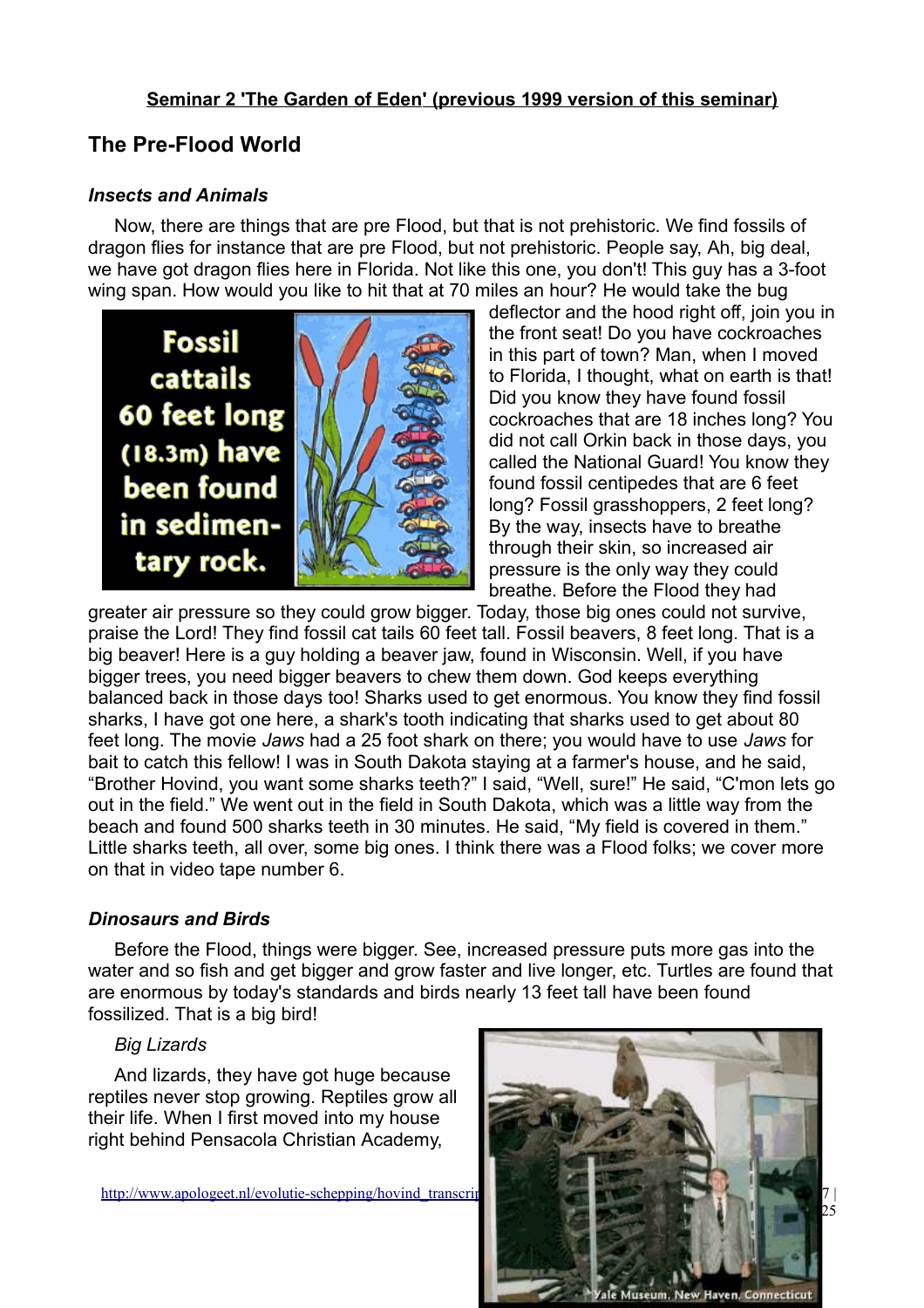**Seminar 2 'The Garden of Eden' (previous 1999 version of this seminar)**

## The Pre-Flood World

### *Insects and Animals*

Now, there are things that are pre Flood, but that is not prehistoric. We find fossils of dragon flies for instance that are pre Flood, but not prehistoric. People say, Ah, big deal, we have got dragon flies here in Florida. Not like this one, you don't! This guy has a 3-foot wing span. How would you like to hit that at 70 miles an hour? He would take the bug deflector and the hood right off, join you in the front seat! Do you have cockroaches in this part of town? Man, when I moved to Florida, I thought, what on earth is that! Did you know they have found fossil cockroaches that are 18 inches long? You did not call Orkin back in those days, you called the National Guard! You know they found fossil centipedes that are 6 feet long? Fossil grasshoppers, 2 feet long? By the way, insects have to breathe through their skin, so increased air pressure is the only way they could breathe. Before the Flood they had greater air pressure so they could grow bigger. Today, those big ones could not survive, praise the Lord! They find fossil cat tails 60 feet tall. Fossil beavers, 8 feet long. That is a big beaver! Here is a guy holding a beaver jaw, found in Wisconsin. Well, if you have bigger trees, you need bigger beavers to chew them down. God keeps everything balanced back in those days too! Sharks used to get enormous. You know they find fossil sharks, I have got one here, a shark's tooth indicating that sharks used to get about 80 feet long. The movie *Jaws* had a 25 foot shark on there; you would have to use *Jaws* for bait to catch this fellow! I was in South Dakota staying at a farmer's house, and he said, "Brother Hovind, you want some sharks teeth?" I said, "Well, sure!" He said, "C'mon lets go out in the field." We went out in the field in South Dakota, which was a little way from the beach and found 500 sharks teeth in 30 minutes. He said, "My field is covered in them." Little sharks teeth, all over, some big ones. I think there was a Flood folks; we cover more on that in video tape number 6.

Fossil cattails 60 feet long (18.3m) have been found in sedimentary rock.

### *Dinosaurs and Birds*

Before the Flood, things were bigger. See, increased pressure puts more gas into the water and so fish and get bigger and grow faster and live longer, etc. Turtles are found that are enormous by today's standards and birds nearly 13 feet tall have been found fossilized. That is a big bird!

*Big Lizards*

And lizards, they have got huge because reptiles never stop growing. Reptiles grow all their life. When I first moved into my house right behind Pensacola Christian Academy,

Yale Museum, New Haven, Connecticut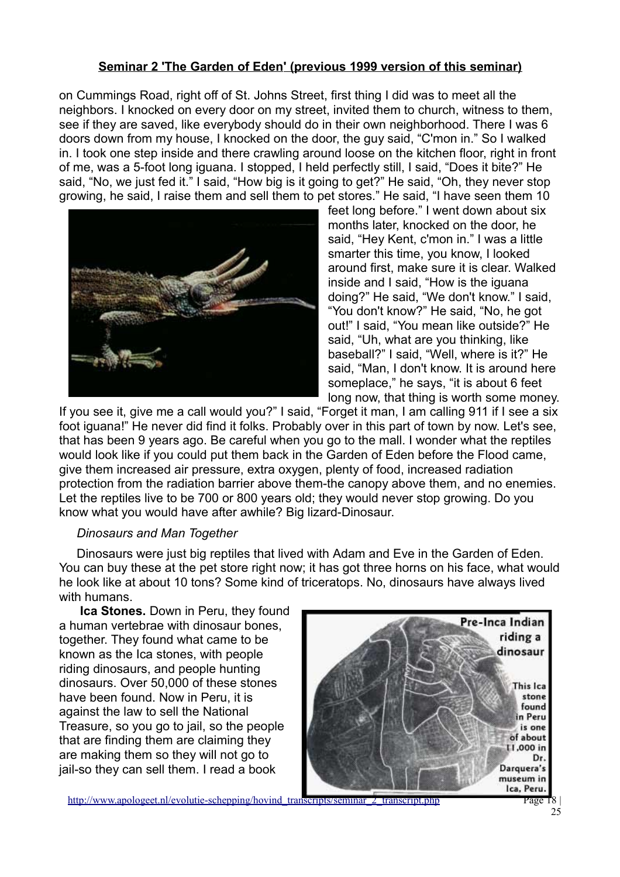## Seminar 2 'The Garden of Eden' (previous 1999 version of this seminar)

on Cummings Road, right off of St. Johns Street, first thing I did was to meet all the neighbors. I knocked on every door on my street, invited them to church, witness to them, see if they are saved, like everybody should do in their own neighborhood. There I was 6 doors down from my house, I knocked on the door, the guy said, "C'mon in." So I walked in. I took one step inside and there crawling around loose on the kitchen floor, right in front of me, was a 5-foot long iguana. I stopped, I held perfectly still, I said, "Does it bite?" He said, "No, we just fed it." I said, "How big is it going to get?" He said, "Oh, they never stop growing, he said, I raise them and sell them to pet stores." He said, "I have seen them 10 feet long before." I went down about six months later, knocked on the door, he said, "Hey Kent, c'mon in." I was a little smarter this time, you know, I looked around first, make sure it is clear. Walked inside and I said, "How is the iguana doing?" He said, "We don't know." I said, "You don't know?" He said, "No, he got out!" I said, "You mean like outside?" He said, "Uh, what are you thinking, like baseball?" I said, "Well, where is it?" He said, "Man, I don't know. It is around here someplace," he says, "it is about 6 feet long now, that thing is worth some money. If you see it, give me a call would you?" I said, "Forget it man, I am calling 911 if I see a six foot iguana!" He never did find it folks. Probably over in this part of town by now. Let's see, that has been 9 years ago. Be careful when you go to the mall. I wonder what the reptiles would look like if you could put them back in the Garden of Eden before the Flood came, give them increased air pressure, extra oxygen, plenty of food, increased radiation protection from the radiation barrier above them-the canopy above them, and no enemies. Let the reptiles live to be 700 or 800 years old; they would never stop growing. Do you know what you would have after awhile? Big lizard-Dinosaur.

*Dinosaurs and Man Together*

Dinosaurs were just big reptiles that lived with Adam and Eve in the Garden of Eden. You can buy these at the pet store right now; it has got three horns on his face, what would he look like at about 10 tons? Some kind of triceratops. No, dinosaurs have always lived with humans.

**Ica Stones.** Down in Peru, they found a human vertebrae with dinosaur bones, together. They found what came to be known as the Ica stones, with people riding dinosaurs, and people hunting dinosaurs. Over 50,000 of these stones have been found. Now in Peru, it is against the law to sell the National Treasure, so you go to jail, so the people that are finding them are claiming they are making them so they will not go to jail-so they can sell them. I read a book

Pre-Inca Indian riding a dinosaur

This Ica stone found in Peru is one of about 11,000 in Dr. Darquera's museum in Ica, Peru.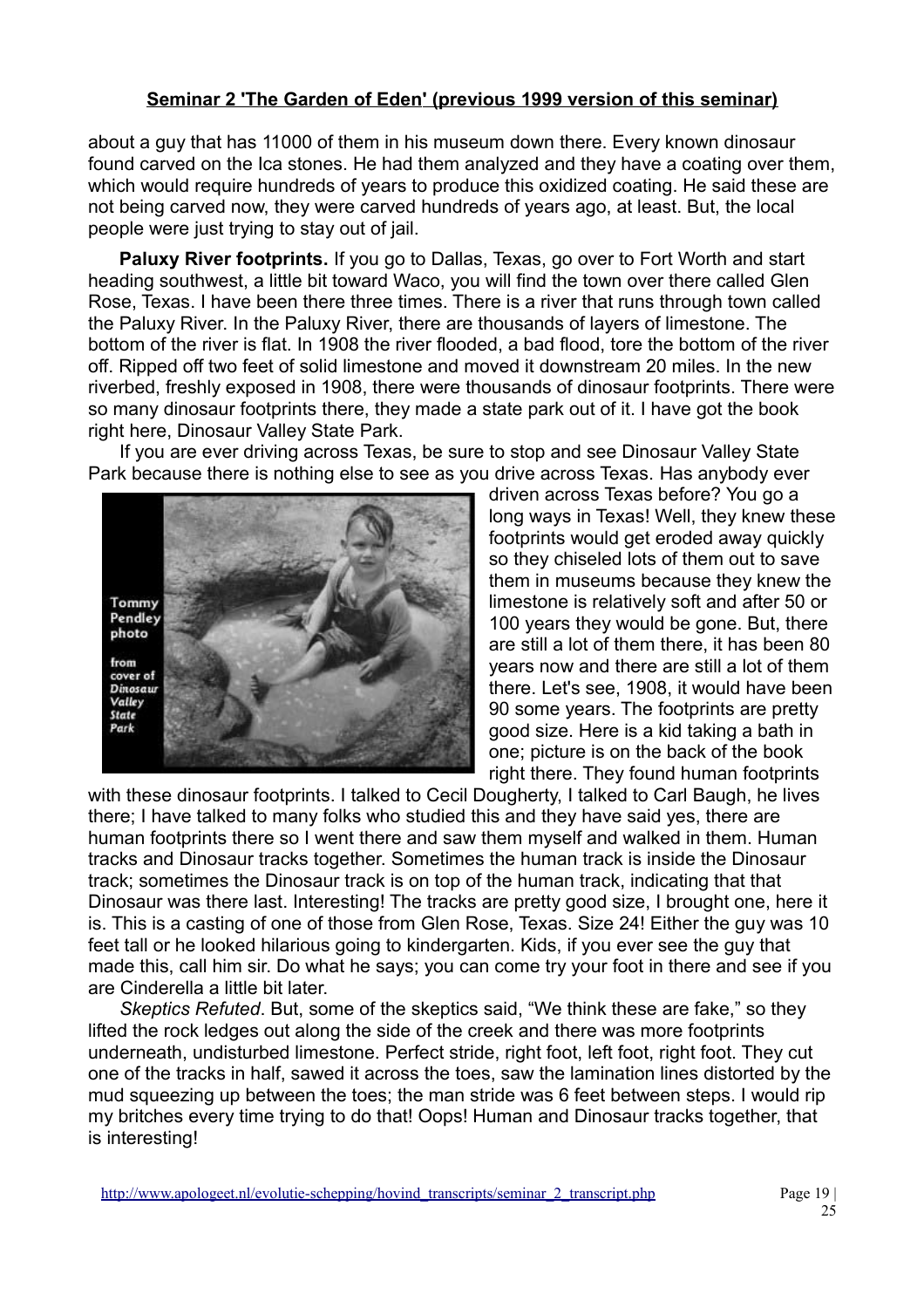**Seminar 2 'The Garden of Eden' (previous 1999 version of this seminar)**

about a guy that has 11000 of them in his museum down there. Every known dinosaur found carved on the Ica stones. He had them analyzed and they have a coating over them, which would require hundreds of years to produce this oxidized coating. He said these are not being carved now, they were carved hundreds of years ago, at least. But, the local people were just trying to stay out of jail.

**Paluxy River footprints.** If you go to Dallas, Texas, go over to Fort Worth and start heading southwest, a little bit toward Waco, you will find the town over there called Glen Rose, Texas. I have been there three times. There is a river that runs through town called the Paluxy River. In the Paluxy River, there are thousands of layers of limestone. The bottom of the river is flat. In 1908 the river flooded, a bad flood, tore the bottom of the river off. Ripped off two feet of solid limestone and moved it downstream 20 miles. In the new riverbed, freshly exposed in 1908, there were thousands of dinosaur footprints. There were so many dinosaur footprints there, they made a state park out of it. I have got the book right here, Dinosaur Valley State Park.

If you are ever driving across Texas, be sure to stop and see Dinosaur Valley State Park because there is nothing else to see as you drive across Texas. Has anybody ever driven across Texas before? You go a long ways in Texas! Well, they knew these footprints would get eroded away quickly so they chiseled lots of them out to save them in museums because they knew the limestone is relatively soft and after 50 or 100 years they would be gone. But, there are still a lot of them there, it has been 80 years now and there are still a lot of them there. Let's see, 1908, it would have been 90 some years. The footprints are pretty good size. Here is a kid taking a bath in one; picture is on the back of the book right there. They found human footprints with these dinosaur footprints. I talked to Cecil Dougherty, I talked to Carl Baugh, he lives there; I have talked to many folks who studied this and they have said yes, there are human footprints there so I went there and saw them myself and walked in them. Human tracks and Dinosaur tracks together. Sometimes the human track is inside the Dinosaur track; sometimes the Dinosaur track is on top of the human track, indicating that that Dinosaur was there last. Interesting! The tracks are pretty good size, I brought one, here it is. This is a casting of one of those from Glen Rose, Texas. Size 24! Either the guy was 10 feet tall or he looked hilarious going to kindergarten. Kids, if you ever see the guy that made this, call him sir. Do what he says; you can come try your foot in there and see if you are Cinderella a little bit later.

Tommy Pendley photo from cover of *Dinosaur Valley State Park*

*Skeptics Refuted*. But, some of the skeptics said, "We think these are fake," so they lifted the rock ledges out along the side of the creek and there was more footprints underneath, undisturbed limestone. Perfect stride, right foot, left foot, right foot. They cut one of the tracks in half, sawed it across the toes, saw the lamination lines distorted by the mud squeezing up between the toes; the man stride was 6 feet between steps. I would rip my britches every time trying to do that! Oops! Human and Dinosaur tracks together, that is interesting!

http://www.apologeet.nl/evolutie-schepping/hovind_transcripts/seminar_2_transcript.php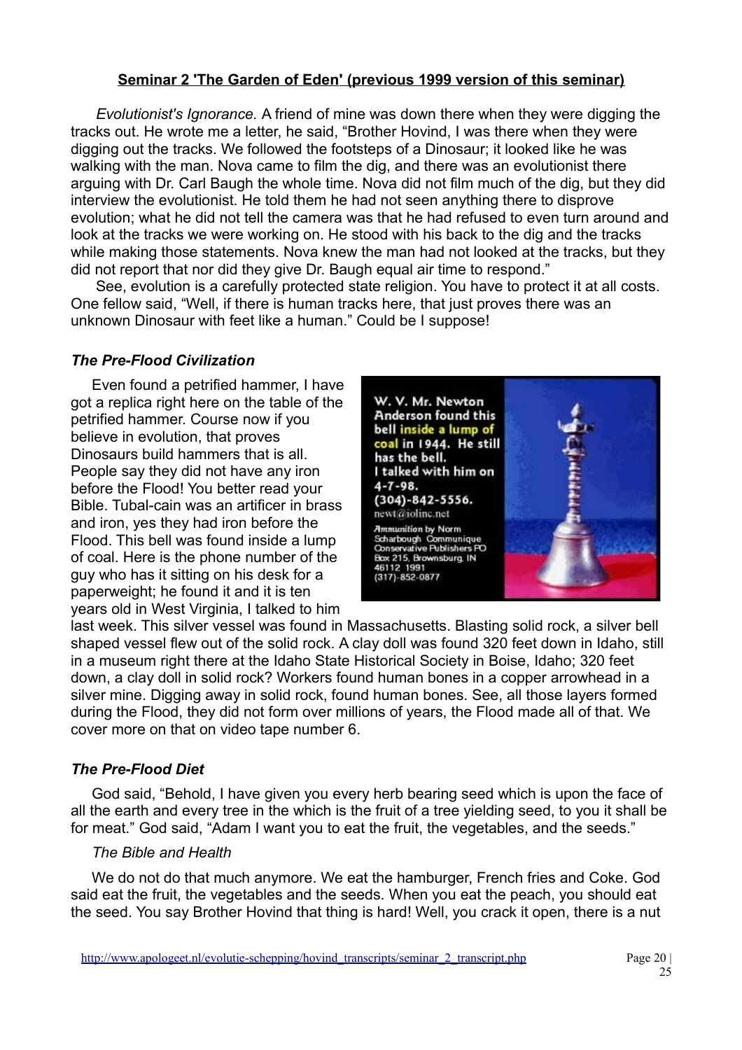## Seminar 2 'The Garden of Eden' (previous 1999 version of this seminar)

*Evolutionist's Ignorance.* A friend of mine was down there when they were digging the tracks out. He wrote me a letter, he said, "Brother Hovind, I was there when they were digging out the tracks. We followed the footsteps of a Dinosaur; it looked like he was walking with the man. Nova came to film the dig, and there was an evolutionist there arguing with Dr. Carl Baugh the whole time. Nova did not film much of the dig, but they did interview the evolutionist. He told them he had not seen anything there to disprove evolution; what he did not tell the camera was that he had refused to even turn around and look at the tracks we were working on. He stood with his back to the dig and the tracks while making those statements. Nova knew the man had not looked at the tracks, but they did not report that nor did they give Dr. Baugh equal air time to respond."

See, evolution is a carefully protected state religion. You have to protect it at all costs. One fellow said, "Well, if there is human tracks here, that just proves there was an unknown Dinosaur with feet like a human." Could be I suppose!

### *The Pre-Flood Civilization*

Even found a petrified hammer, I have got a replica right here on the table of the petrified hammer. Course now if you believe in evolution, that proves Dinosaurs build hammers that is all. People say they did not have any iron before the Flood! You better read your Bible. Tubal-cain was an artificer in brass and iron, yes they had iron before the Flood. This bell was found inside a lump of coal. Here is the phone number of the guy who has it sitting on his desk for a paperweight; he found it and it is ten years old in West Virginia, I talked to him last week. This silver vessel was found in Massachusetts. Blasting solid rock, a silver bell shaped vessel flew out of the solid rock. A clay doll was found 320 feet down in Idaho, still in a museum right there at the Idaho State Historical Society in Boise, Idaho; 320 feet down, a clay doll in solid rock? Workers found human bones in a copper arrowhead in a silver mine. Digging away in solid rock, found human bones. See, all those layers formed during the Flood, they did not form over millions of years, the Flood made all of that. We cover more on that on video tape number 6.

W. V. Mr. Newton Anderson found this bell inside a lump of coal in 1944. He still has the bell. I talked with him on 4-7-98. (304)-842-5556. newt@iolinc.net
Ammunition by Norm Scharbough Communique Conservative Publishers PO Box 215, Brownsburg, IN 46112 1991 (317)-852-0877

### *The Pre-Flood Diet*

God said, "Behold, I have given you every herb bearing seed which is upon the face of all the earth and every tree in the which is the fruit of a tree yielding seed, to you it shall be for meat." God said, "Adam I want you to eat the fruit, the vegetables, and the seeds."

*The Bible and Health*

We do not do that much anymore. We eat the hamburger, French fries and Coke. God said eat the fruit, the vegetables and the seeds. When you eat the peach, you should eat the seed. You say Brother Hovind that thing is hard! Well, you crack it open, there is a nut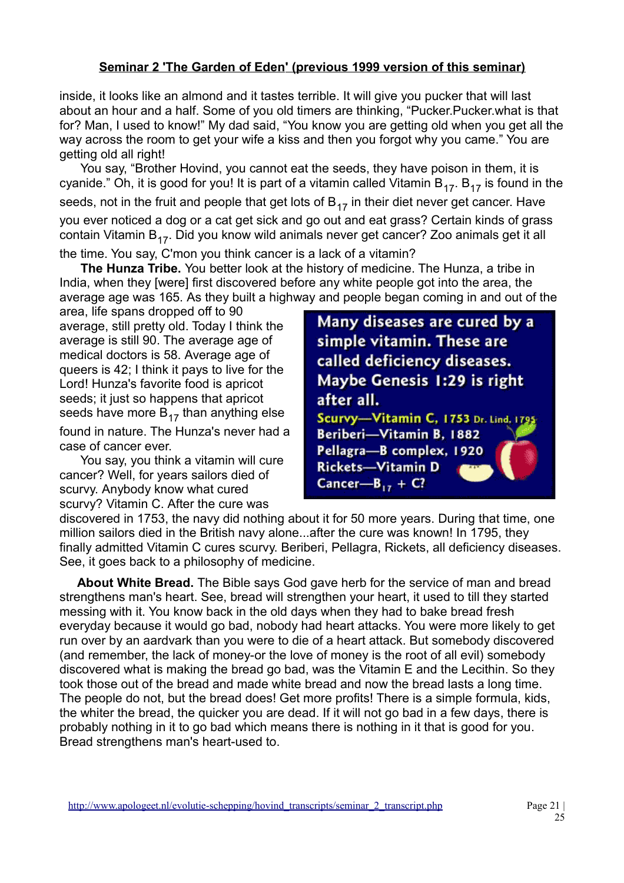inside, it looks like an almond and it tastes terrible. It will give you pucker that will last about an hour and a half. Some of you old timers are thinking, "Pucker.Pucker.what is that for? Man, I used to know!" My dad said, "You know you are getting old when you get all the way across the room to get your wife a kiss and then you forgot why you came." You are getting old all right!

You say, "Brother Hovind, you cannot eat the seeds, they have poison in them, it is cyanide." Oh, it is good for you! It is part of a vitamin called Vitamin $B_{17}$. $B_{17}$ is found in the seeds, not in the fruit and people that get lots of $B_{17}$ in their diet never get cancer. Have you ever noticed a dog or a cat get sick and go out and eat grass? Certain kinds of grass contain Vitamin $B_{17}$. Did you know wild animals never get cancer? Zoo animals get it all the time. You say, C'mon you think cancer is a lack of a vitamin?

**The Hunza Tribe.** You better look at the history of medicine. The Hunza, a tribe in India, when they [were] first discovered before any white people got into the area, the average age was 165. As they built a highway and people began coming in and out of the area, life spans dropped off to 90 average, still pretty old. Today I think the average is still 90. The average age of medical doctors is 58. Average age of queers is 42; I think it pays to live for the Lord! Hunza's favorite food is apricot seeds; it just so happens that apricot seeds have more $B_{17}$ than anything else found in nature. The Hunza's never had a case of cancer ever.

Many diseases are cured by a simple vitamin. These are called deficiency diseases. Maybe Genesis 1:29 is right after all.

Scurvy—Vitamin C, 1753 Dr. Lind, 1795
Beriberi—Vitamin B, 1882
Pellagra—B complex, 1920
Rickets—Vitamin D
Cancer—$B_{17}$ + C?

You say, you think a vitamin will cure cancer? Well, for years sailors died of scurvy. Anybody know what cured scurvy? Vitamin C. After the cure was discovered in 1753, the navy did nothing about it for 50 more years. During that time, one million sailors died in the British navy alone...after the cure was known! In 1795, they finally admitted Vitamin C cures scurvy. Beriberi, Pellagra, Rickets, all deficiency diseases. See, it goes back to a philosophy of medicine.

**About White Bread.** The Bible says God gave herb for the service of man and bread strengthens man's heart. See, bread will strengthen your heart, it used to till they started messing with it. You know back in the old days when they had to bake bread fresh everyday because it would go bad, nobody had heart attacks. You were more likely to get run over by an aardvark than you were to die of a heart attack. But somebody discovered (and remember, the lack of money-or the love of money is the root of all evil) somebody discovered what is making the bread go bad, was the Vitamin E and the Lecithin. So they took those out of the bread and made white bread and now the bread lasts a long time. The people do not, but the bread does! Get more profits! There is a simple formula, kids, the whiter the bread, the quicker you are dead. If it will not go bad in a few days, there is probably nothing in it to go bad which means there is nothing in it that is good for you. Bread strengthens man's heart-used to.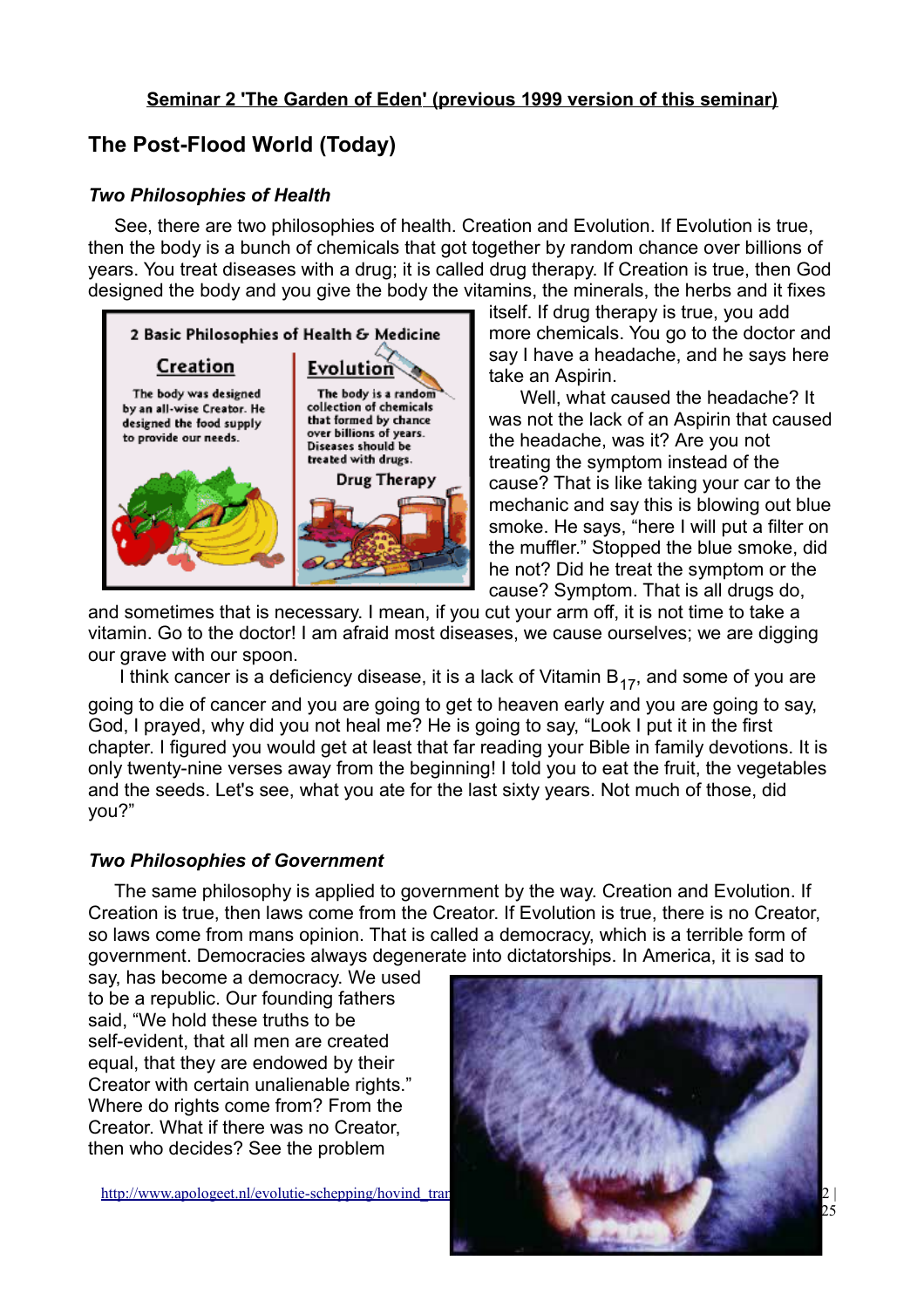**Seminar 2 'The Garden of Eden' (previous 1999 version of this seminar)**

## The Post-Flood World (Today)

### *Two Philosophies of Health*

See, there are two philosophies of health. Creation and Evolution. If Evolution is true, then the body is a bunch of chemicals that got together by random chance over billions of years. You treat diseases with a drug; it is called drug therapy. If Creation is true, then God designed the body and you give the body the vitamins, the minerals, the herbs and it fixes itself. If drug therapy is true, you add more chemicals. You go to the doctor and say I have a headache, and he says here take an Aspirin.

Well, what caused the headache? It was not the lack of an Aspirin that caused the headache, was it? Are you not treating the symptom instead of the cause? That is like taking your car to the mechanic and say this is blowing out blue smoke. He says, "here I will put a filter on the muffler." Stopped the blue smoke, did he not? Did he treat the symptom or the cause? Symptom. That is all drugs do, and sometimes that is necessary. I mean, if you cut your arm off, it is not time to take a vitamin. Go to the doctor! I am afraid most diseases, we cause ourselves; we are digging our grave with our spoon.

I think cancer is a deficiency disease, it is a lack of Vitamin $B_{17}$, and some of you are going to die of cancer and you are going to get to heaven early and you are going to say, God, I prayed, why did you not heal me? He is going to say, "Look I put it in the first chapter. I figured you would get at least that far reading your Bible in family devotions. It is only twenty-nine verses away from the beginning! I told you to eat the fruit, the vegetables and the seeds. Let's see, what you ate for the last sixty years. Not much of those, did you?"

### *Two Philosophies of Government*

The same philosophy is applied to government by the way. Creation and Evolution. If Creation is true, then laws come from the Creator. If Evolution is true, there is no Creator, so laws come from mans opinion. That is called a democracy, which is a terrible form of government. Democracies always degenerate into dictatorships. In America, it is sad to say, has become a democracy. We used to be a republic. Our founding fathers said, "We hold these truths to be self-evident, that all men are created equal, that they are endowed by their Creator with certain unalienable rights." Where do rights come from? From the Creator. What if there was no Creator, then who decides? See the problem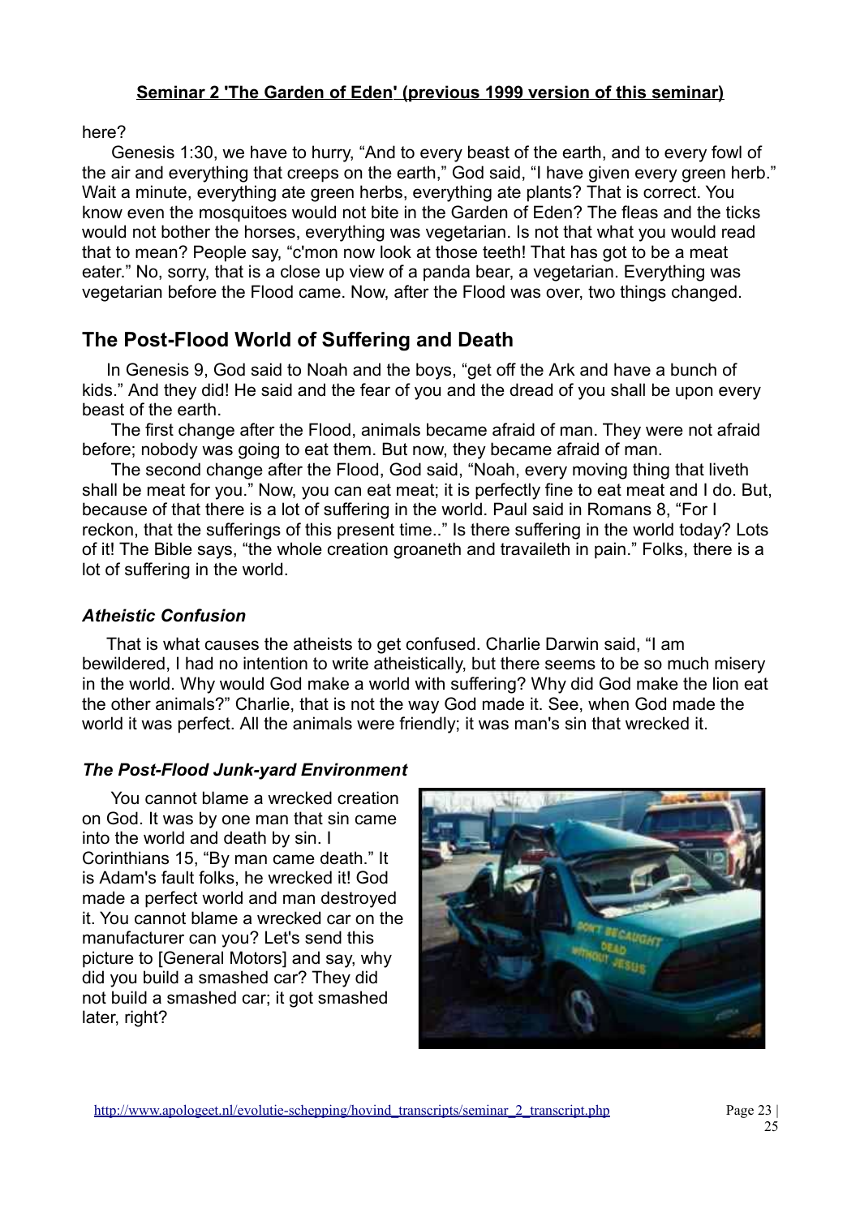**Seminar 2 'The Garden of Eden' (previous 1999 version of this seminar)**

here?

Genesis 1:30, we have to hurry, “And to every beast of the earth, and to every fowl of the air and everything that creeps on the earth,” God said, “I have given every green herb.” Wait a minute, everything ate green herbs, everything ate plants? That is correct. You know even the mosquitoes would not bite in the Garden of Eden? The fleas and the ticks would not bother the horses, everything was vegetarian. Is not that what you would read that to mean? People say, “c'mon now look at those teeth! That has got to be a meat eater.” No, sorry, that is a close up view of a panda bear, a vegetarian. Everything was vegetarian before the Flood came. Now, after the Flood was over, two things changed.

## The Post-Flood World of Suffering and Death

In Genesis 9, God said to Noah and the boys, “get off the Ark and have a bunch of kids.” And they did! He said and the fear of you and the dread of you shall be upon every beast of the earth.

The first change after the Flood, animals became afraid of man. They were not afraid before; nobody was going to eat them. But now, they became afraid of man.

The second change after the Flood, God said, “Noah, every moving thing that liveth shall be meat for you.” Now, you can eat meat; it is perfectly fine to eat meat and I do. But, because of that there is a lot of suffering in the world. Paul said in Romans 8, “For I reckon, that the sufferings of this present time..” Is there suffering in the world today? Lots of it! The Bible says, “the whole creation groaneth and travaileth in pain.” Folks, there is a lot of suffering in the world.

### *Atheistic Confusion*

That is what causes the atheists to get confused. Charlie Darwin said, “I am bewildered, I had no intention to write atheistically, but there seems to be so much misery in the world. Why would God make a world with suffering? Why did God make the lion eat the other animals?” Charlie, that is not the way God made it. See, when God made the world it was perfect. All the animals were friendly; it was man's sin that wrecked it.

### *The Post-Flood Junk-yard Environment*

You cannot blame a wrecked creation on God. It was by one man that sin came into the world and death by sin. I Corinthians 15, “By man came death.” It is Adam's fault folks, he wrecked it! God made a perfect world and man destroyed it. You cannot blame a wrecked car on the manufacturer can you? Let's send this picture to [General Motors] and say, why did you build a smashed car? They did not build a smashed car; it got smashed later, right?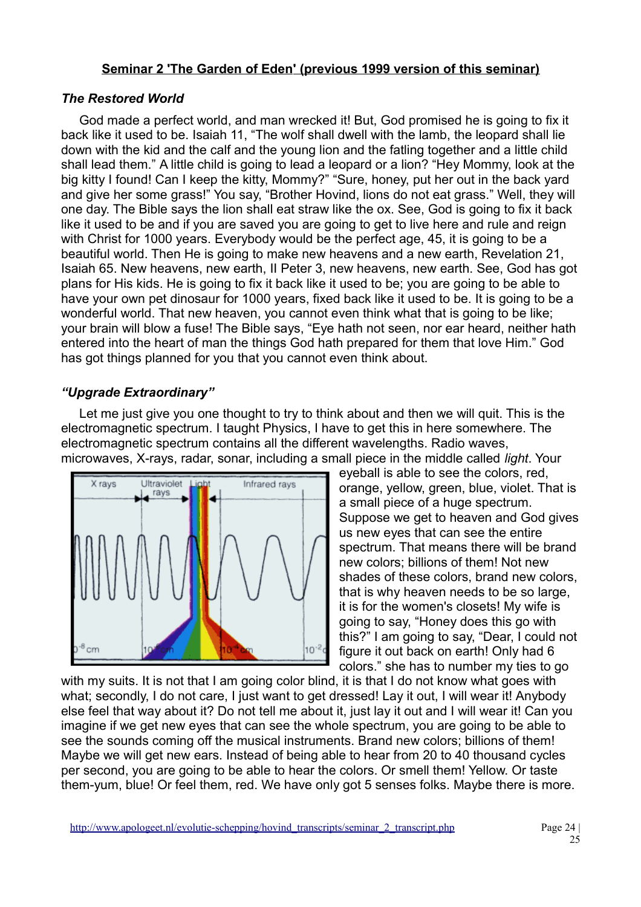**Seminar 2 'The Garden of Eden' (previous 1999 version of this seminar)**

### *The Restored World*

God made a perfect world, and man wrecked it! But, God promised he is going to fix it back like it used to be. Isaiah 11, "The wolf shall dwell with the lamb, the leopard shall lie down with the kid and the calf and the young lion and the fatling together and a little child shall lead them." A little child is going to lead a leopard or a lion? "Hey Mommy, look at the big kitty I found! Can I keep the kitty, Mommy?" "Sure, honey, put her out in the back yard and give her some grass!" You say, "Brother Hovind, lions do not eat grass." Well, they will one day. The Bible says the lion shall eat straw like the ox. See, God is going to fix it back like it used to be and if you are saved you are going to get to live here and rule and reign with Christ for 1000 years. Everybody would be the perfect age, 45, it is going to be a beautiful world. Then He is going to make new heavens and a new earth, Revelation 21, Isaiah 65. New heavens, new earth, II Peter 3, new heavens, new earth. See, God has got plans for His kids. He is going to fix it back like it used to be; you are going to be able to have your own pet dinosaur for 1000 years, fixed back like it used to be. It is going to be a wonderful world. That new heaven, you cannot even think what that is going to be like; your brain will blow a fuse! The Bible says, "Eye hath not seen, nor ear heard, neither hath entered into the heart of man the things God hath prepared for them that love Him." God has got things planned for you that you cannot even think about.

### *"Upgrade Extraordinary"*

Let me just give you one thought to try to think about and then we will quit. This is the electromagnetic spectrum. I taught Physics, I have to get this in here somewhere. The electromagnetic spectrum contains all the different wavelengths. Radio waves, microwaves, X-rays, radar, sonar, including a small piece in the middle called *light*. Your eyeball is able to see the colors, red, orange, yellow, green, blue, violet. That is a small piece of a huge spectrum. Suppose we get to heaven and God gives us new eyes that can see the entire spectrum. That means there will be brand new colors; billions of them! Not new shades of these colors, brand new colors, that is why heaven needs to be so large, it is for the women's closets! My wife is going to say, "Honey does this go with this?" I am going to say, "Dear, I could not figure it out back on earth! Only had 6 colors." she has to number my ties to go with my suits. It is not that I am going color blind, it is that I do not know what goes with what; secondly, I do not care, I just want to get dressed! Lay it out, I will wear it! Anybody else feel that way about it? Do not tell me about it, just lay it out and I will wear it! Can you imagine if we get new eyes that can see the whole spectrum, you are going to be able to see the sounds coming off the musical instruments. Brand new colors; billions of them! Maybe we will get new ears. Instead of being able to hear from 20 to 40 thousand cycles per second, you are going to be able to hear the colors. Or smell them! Yellow. Or taste them-yum, blue! Or feel them, red. We have only got 5 senses folks. Maybe there is more.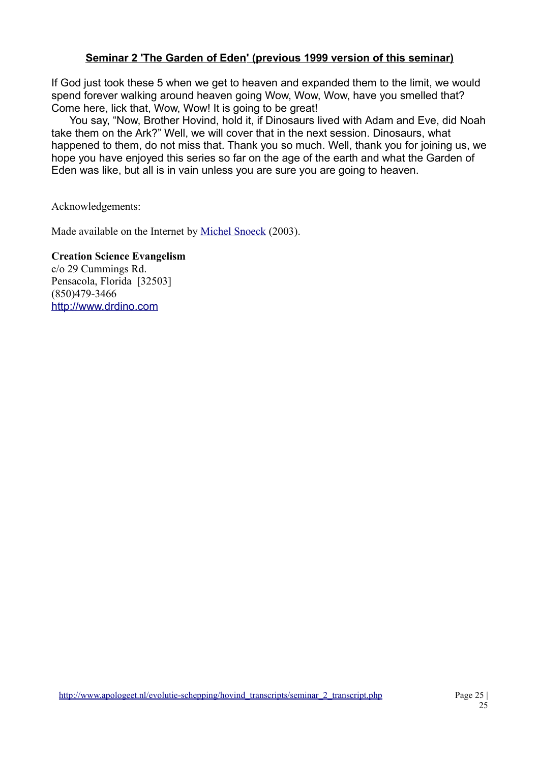**Seminar 2 'The Garden of Eden' (previous 1999 version of this seminar)**

If God just took these 5 when we get to heaven and expanded them to the limit, we would spend forever walking around heaven going Wow, Wow, Wow, have you smelled that? Come here, lick that, Wow, Wow! It is going to be great!

You say, "Now, Brother Hovind, hold it, if Dinosaurs lived with Adam and Eve, did Noah take them on the Ark?" Well, we will cover that in the next session. Dinosaurs, what happened to them, do not miss that. Thank you so much. Well, thank you for joining us, we hope you have enjoyed this series so far on the age of the earth and what the Garden of Eden was like, but all is in vain unless you are sure you are going to heaven.

Acknowledgements:

Made available on the Internet by Michel Snoeck (2003).

**Creation Science Evangelism**
c/o 29 Cummings Rd.
Pensacola, Florida [32503]
(850)479-3466
http://www.drdino.com